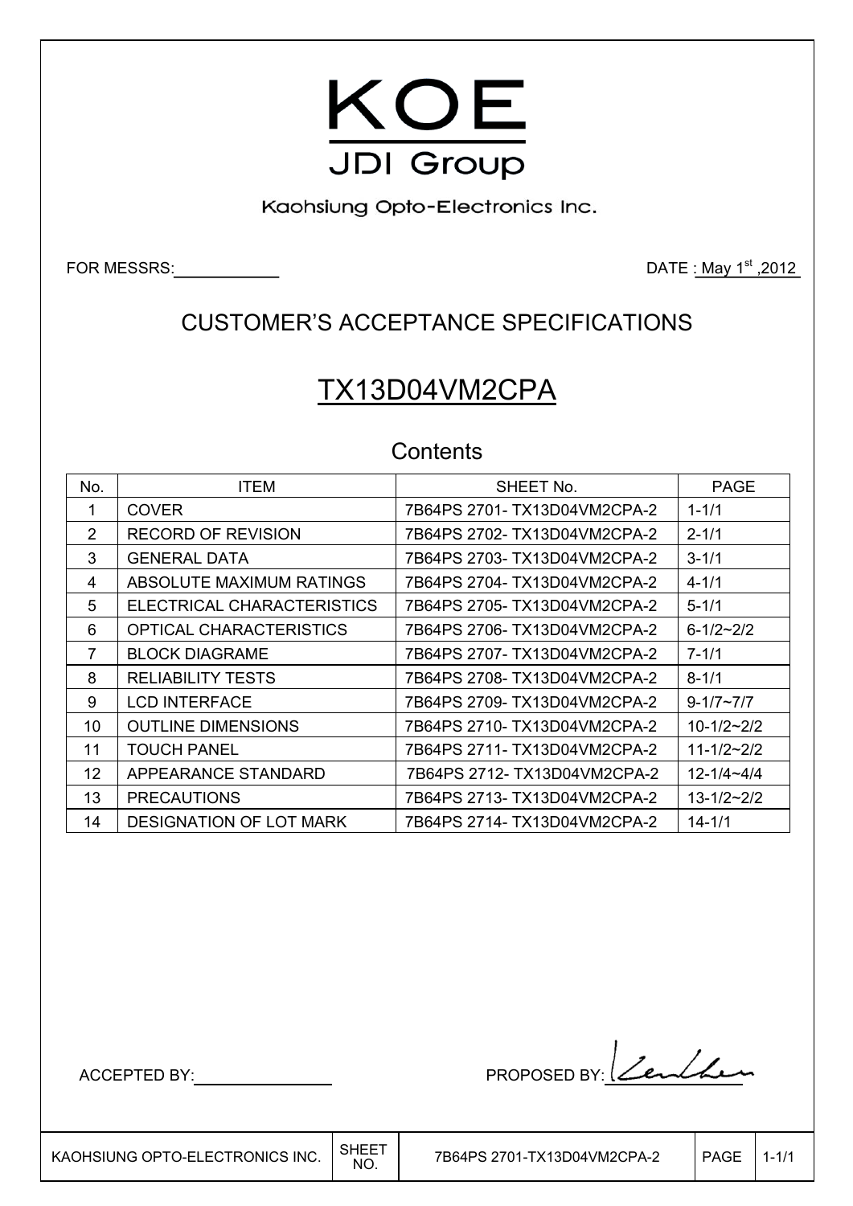# KOE

JDI Group

Kaohsiung Opto-Electronics Inc.

FOR MESSRS:

DATE : May 1st ,2012

## CUSTOMER'S ACCEPTANCE SPECIFICATIONS

## TX13D04VM2CPA

### Contents

| No. | ITEM | SHEET No. | PAGE |
|---|---|---|---|
| 1 | COVER | 7B64PS 2701- TX13D04VM2CPA-2 | 1-1/1 |
| 2 | RECORD OF REVISION | 7B64PS 2702- TX13D04VM2CPA-2 | 2-1/1 |
| 3 | GENERAL DATA | 7B64PS 2703- TX13D04VM2CPA-2 | 3-1/1 |
| 4 | ABSOLUTE MAXIMUM RATINGS | 7B64PS 2704- TX13D04VM2CPA-2 | 4-1/1 |
| 5 | ELECTRICAL CHARACTERISTICS | 7B64PS 2705- TX13D04VM2CPA-2 | 5-1/1 |
| 6 | OPTICAL CHARACTERISTICS | 7B64PS 2706- TX13D04VM2CPA-2 | 6-1/2~2/2 |
| 7 | BLOCK DIAGRAME | 7B64PS 2707- TX13D04VM2CPA-2 | 7-1/1 |
| 8 | RELIABILITY TESTS | 7B64PS 2708- TX13D04VM2CPA-2 | 8-1/1 |
| 9 | LCD INTERFACE | 7B64PS 2709- TX13D04VM2CPA-2 | 9-1/7~7/7 |
| 10 | OUTLINE DIMENSIONS | 7B64PS 2710- TX13D04VM2CPA-2 | 10-1/2~2/2 |
| 11 | TOUCH PANEL | 7B64PS 2711- TX13D04VM2CPA-2 | 11-1/2~2/2 |
| 12 | APPEARANCE STANDARD | 7B64PS 2712- TX13D04VM2CPA-2 | 12-1/4~4/4 |
| 13 | PRECAUTIONS | 7B64PS 2713- TX13D04VM2CPA-2 | 13-1/2~2/2 |
| 14 | DESIGNATION OF LOT MARK | 7B64PS 2714- TX13D04VM2CPA-2 | 14-1/1 |

ACCEPTED BY:

PROPOSED BY: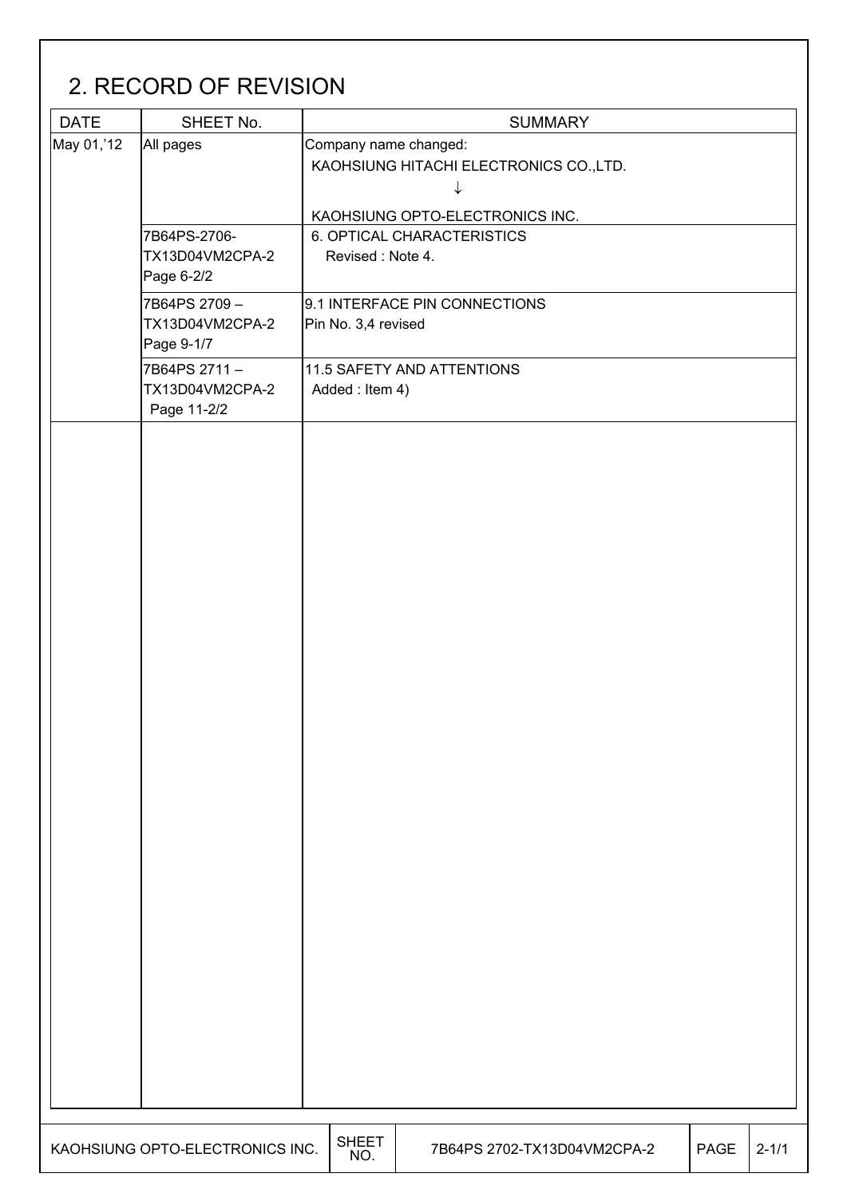## 2. RECORD OF REVISION

| DATE | SHEET No. | SUMMARY |
|---|---|---|
| May 01,'12 | All pages | Company name changed:<br>KAOHSIUNG HITACHI ELECTRONICS CO.,LTD.<br>↓<br>KAOHSIUNG OPTO-ELECTRONICS INC. |
| | 7B64PS-2706-<br>TX13D04VM2CPA-2<br>Page 6-2/2 | 6. OPTICAL CHARACTERISTICS<br>Revised : Note 4. |
| | 7B64PS 2709 –<br>TX13D04VM2CPA-2<br>Page 9-1/7 | 9.1 INTERFACE PIN CONNECTIONS<br>Pin No. 3,4 revised |
| | 7B64PS 2711 –<br>TX13D04VM2CPA-2<br>Page 11-2/2 | 11.5 SAFETY AND ATTENTIONS<br>Added : Item 4) |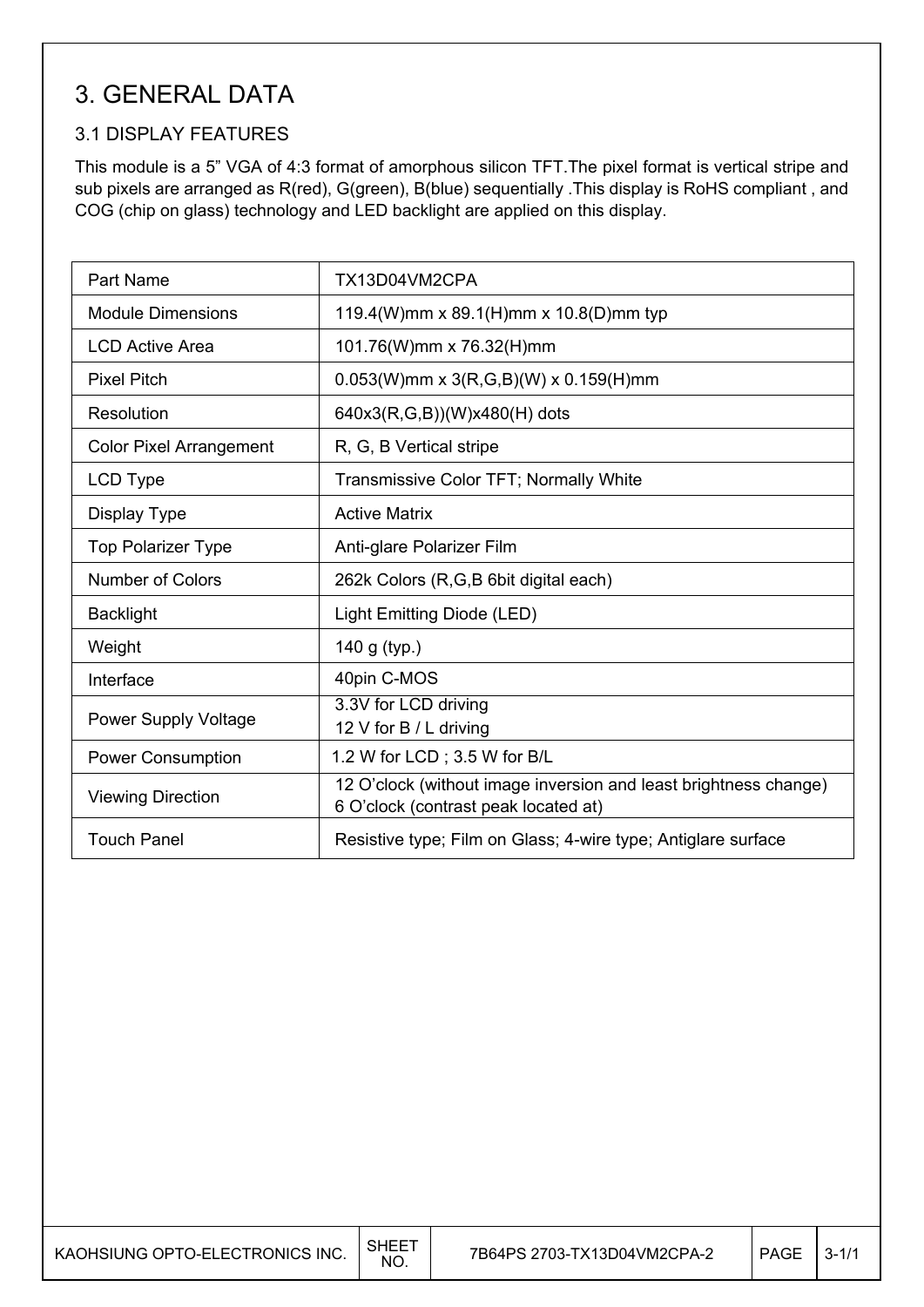# 3. GENERAL DATA

## 3.1 DISPLAY FEATURES

This module is a 5" VGA of 4:3 format of amorphous silicon TFT.The pixel format is vertical stripe and sub pixels are arranged as R(red), G(green), B(blue) sequentially .This display is RoHS compliant , and COG (chip on glass) technology and LED backlight are applied on this display.

| Part Name | TX13D04VM2CPA |
|---|---|
| Module Dimensions | 119.4(W)mm x 89.1(H)mm x 10.8(D)mm typ |
| LCD Active Area | 101.76(W)mm x 76.32(H)mm |
| Pixel Pitch | 0.053(W)mm x 3(R,G,B)(W) x 0.159(H)mm |
| Resolution | 640x3(R,G,B))(W)x480(H) dots |
| Color Pixel Arrangement | R, G, B Vertical stripe |
| LCD Type | Transmissive Color TFT; Normally White |
| Display Type | Active Matrix |
| Top Polarizer Type | Anti-glare Polarizer Film |
| Number of Colors | 262k Colors (R,G,B 6bit digital each) |
| Backlight | Light Emitting Diode (LED) |
| Weight | 140 g (typ.) |
| Interface | 40pin C-MOS |
| Power Supply Voltage | 3.3V for LCD driving<br>12 V for B / L driving |
| Power Consumption | 1.2 W for LCD ; 3.5 W for B/L |
| Viewing Direction | 12 O'clock (without image inversion and least brightness change)<br>6 O'clock (contrast peak located at) |
| Touch Panel | Resistive type; Film on Glass; 4-wire type; Antiglare surface |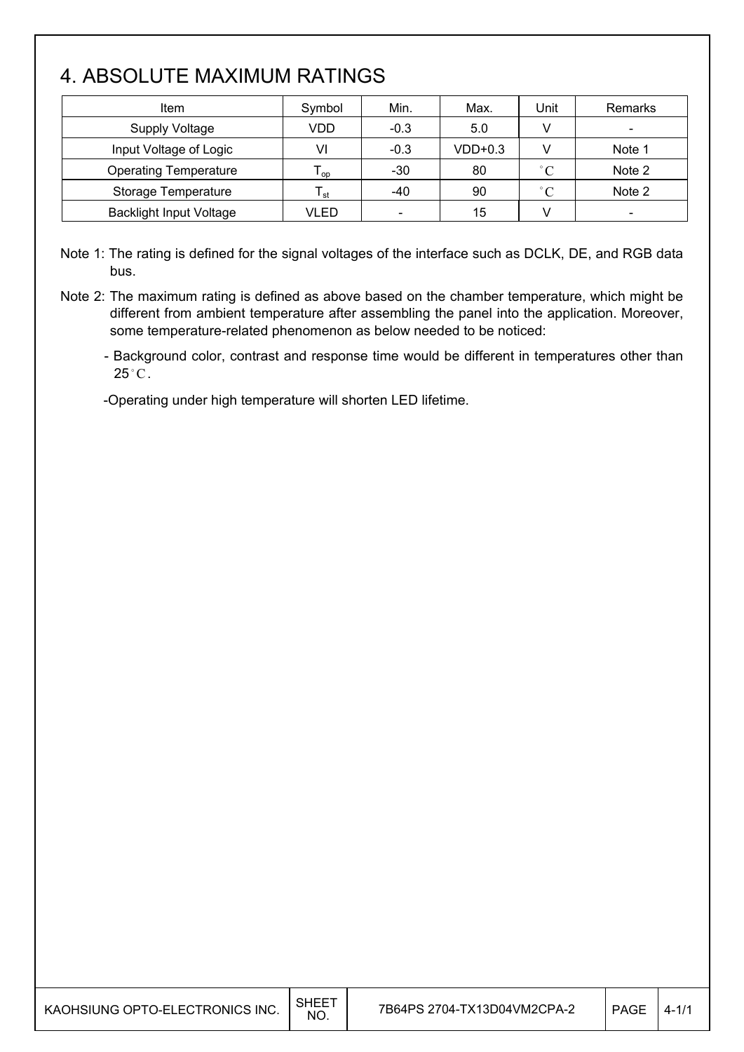# 4. ABSOLUTE MAXIMUM RATINGS

| Item | Symbol | Min. | Max. | Unit | Remarks |
|---|---|---|---|---|---|
| Supply Voltage | VDD | -0.3 | 5.0 | V | - |
| Input Voltage of Logic | VI | -0.3 | VDD+0.3 | V | Note 1 |
| Operating Temperature | $T_{op}$ | -30 | 80 | °C | Note 2 |
| Storage Temperature | $T_{st}$ | -40 | 90 | °C | Note 2 |
| Backlight Input Voltage | VLED | - | 15 | V | - |

Note 1: The rating is defined for the signal voltages of the interface such as DCLK, DE, and RGB data bus.

Note 2: The maximum rating is defined as above based on the chamber temperature, which might be different from ambient temperature after assembling the panel into the application. Moreover, some temperature-related phenomenon as below needed to be noticed:

- Background color, contrast and response time would be different in temperatures other than 25°C.

- Operating under high temperature will shorten LED lifetime.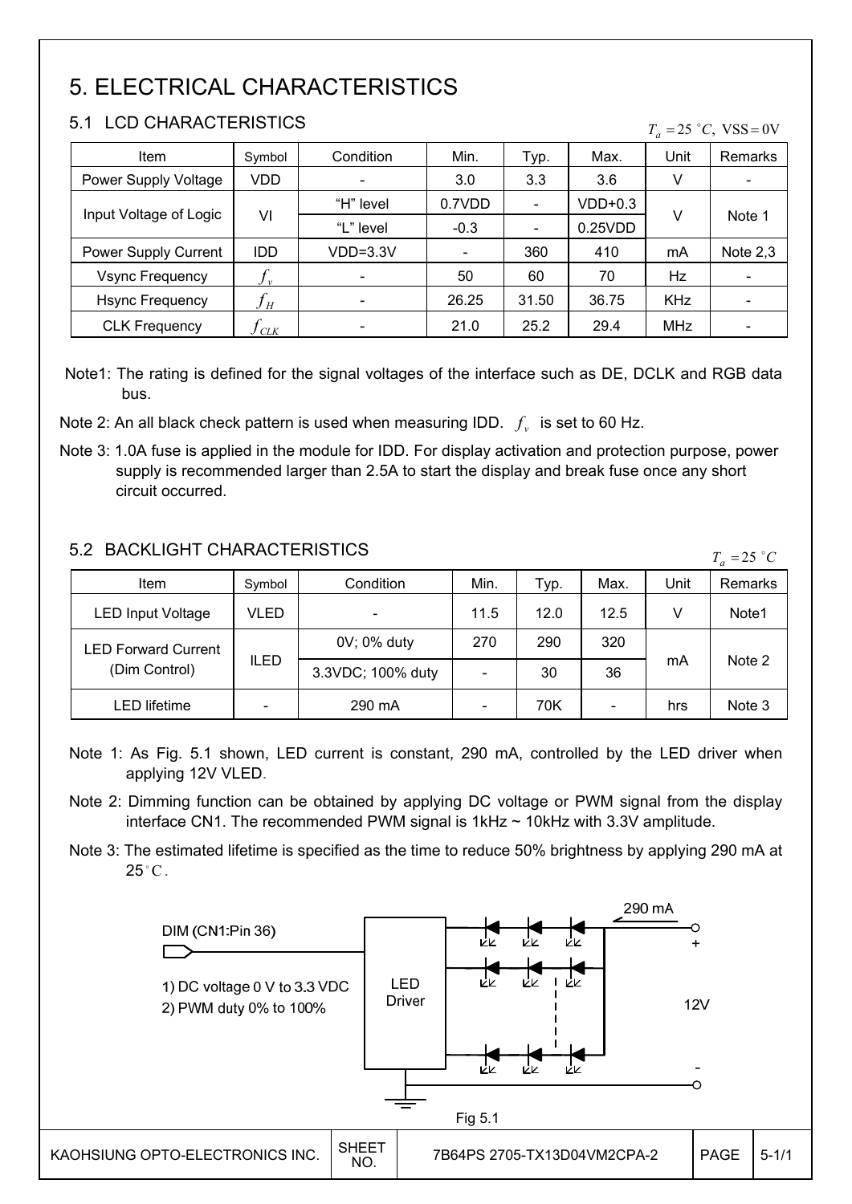# 5. ELECTRICAL CHARACTERISTICS

## 5.1 LCD CHARACTERISTICS

$T_a = 25\ ^{\circ}C,\ \mathrm{VSS} = 0\mathrm{V}$

| Item | Symbol | Condition | Min. | Typ. | Max. | Unit | Remarks |
|---|---|---|---|---|---|---|---|
| Power Supply Voltage | VDD | - | 3.0 | 3.3 | 3.6 | V | - |
| Input Voltage of Logic | VI | "H" level | 0.7VDD | - | VDD+0.3 | V | Note 1 |
| | | "L" level | -0.3 | - | 0.25VDD | | |
| Power Supply Current | IDD | VDD=3.3V | - | 360 | 410 | mA | Note 2,3 |
| Vsync Frequency | $f_v$ | - | 50 | 60 | 70 | Hz | - |
| Hsync Frequency | $f_H$ | - | 26.25 | 31.50 | 36.75 | KHz | - |
| CLK Frequency | $f_{CLK}$ | - | 21.0 | 25.2 | 29.4 | MHz | - |

Note1: The rating is defined for the signal voltages of the interface such as DE, DCLK and RGB data bus.

Note 2: An all black check pattern is used when measuring IDD. $f_v$ is set to 60 Hz.

Note 3: 1.0A fuse is applied in the module for IDD. For display activation and protection purpose, power supply is recommended larger than 2.5A to start the display and break fuse once any short circuit occurred.

## 5.2 BACKLIGHT CHARACTERISTICS

$T_a = 25\ ^{\circ}C$

| Item | Symbol | Condition | Min. | Typ. | Max. | Unit | Remarks |
|---|---|---|---|---|---|---|---|
| LED Input Voltage | VLED | - | 11.5 | 12.0 | 12.5 | V | Note1 |
| LED Forward Current (Dim Control) | ILED | 0V; 0% duty | 270 | 290 | 320 | mA | Note 2 |
| | | 3.3VDC; 100% duty | - | 30 | 36 | | |
| LED lifetime | - | 290 mA | - | 70K | - | hrs | Note 3 |

Note 1: As Fig. 5.1 shown, LED current is constant, 290 mA, controlled by the LED driver when applying 12V VLED.

Note 2: Dimming function can be obtained by applying DC voltage or PWM signal from the display interface CN1. The recommended PWM signal is 1kHz ~ 10kHz with 3.3V amplitude.

Note 3: The estimated lifetime is specified as the time to reduce 50% brightness by applying 290 mA at 25 °C.

DIM (CN1:Pin 36)

1) DC voltage 0 V to 3.3 VDC
2) PWM duty 0% to 100%

LED Driver

290 mA

+

12V

-

Fig 5.1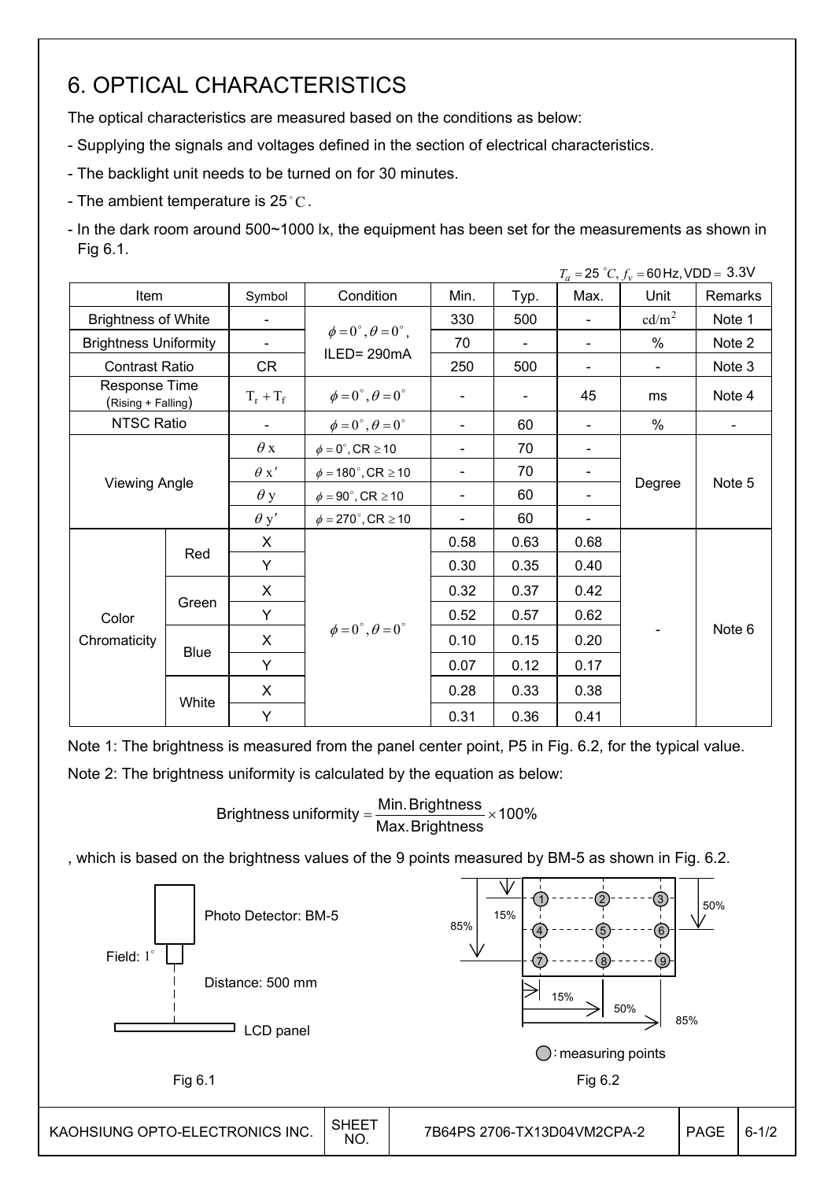# 6. OPTICAL CHARACTERISTICS

The optical characteristics are measured based on the conditions as below:

- Supplying the signals and voltages defined in the section of electrical characteristics.
- The backlight unit needs to be turned on for 30 minutes.
- The ambient temperature is 25°C.
- In the dark room around 500~1000 lx, the equipment has been set for the measurements as shown in Fig 6.1.

$T_a = 25\ ^\circ C, f_v = 60\,\text{Hz}, \text{VDD} = 3.3\text{V}$

| Item | | Symbol | Condition | Min. | Typ. | Max. | Unit | Remarks |
|---|---|---|---|---|---|---|---|---|
| Brightness of White | | - | $\phi = 0^\circ, \theta = 0^\circ$, ILED= 290mA | 330 | 500 | - | $cd/m^2$ | Note 1 |
| Brightness Uniformity | | - | | 70 | - | - | % | Note 2 |
| Contrast Ratio | | CR | | 250 | 500 | - | - | Note 3 |
| Response Time (Rising + Falling) | | $T_r + T_f$ | $\phi = 0^\circ, \theta = 0^\circ$ | - | - | 45 | ms | Note 4 |
| NTSC Ratio | | - | $\phi = 0^\circ, \theta = 0^\circ$ | - | 60 | - | % | - |
| Viewing Angle | | $\theta$ x | $\phi = 0^\circ$, CR $\geq 10$ | - | 70 | - | Degree | Note 5 |
| | | $\theta$ x' | $\phi = 180^\circ$, CR $\geq 10$ | - | 70 | - | | |
| | | $\theta$ y | $\phi = 90^\circ$, CR $\geq 10$ | - | 60 | - | | |
| | | $\theta$ y' | $\phi = 270^\circ$, CR $\geq 10$ | - | 60 | - | | |
| Color Chromaticity | Red | X | $\phi = 0^\circ, \theta = 0^\circ$ | 0.58 | 0.63 | 0.68 | - | Note 6 |
| | | Y | | 0.30 | 0.35 | 0.40 | | |
| | Green | X | | 0.32 | 0.37 | 0.42 | | |
| | | Y | | 0.52 | 0.57 | 0.62 | | |
| | Blue | X | | 0.10 | 0.15 | 0.20 | | |
| | | Y | | 0.07 | 0.12 | 0.17 | | |
| | White | X | | 0.28 | 0.33 | 0.38 | | |
| | | Y | | 0.31 | 0.36 | 0.41 | | |

Note 1: The brightness is measured from the panel center point, P5 in Fig. 6.2, for the typical value.

Note 2: The brightness uniformity is calculated by the equation as below:

$$\text{Brightness uniformity} = \frac{\text{Min. Brightness}}{\text{Max. Brightness}} \times 100\%$$

, which is based on the brightness values of the 9 points measured by BM-5 as shown in Fig. 6.2.

Photo Detector: BM-5

Field: 1°

Distance: 500 mm

LCD panel

Fig 6.1

15% 50% 85%

◯: measuring points

Fig 6.2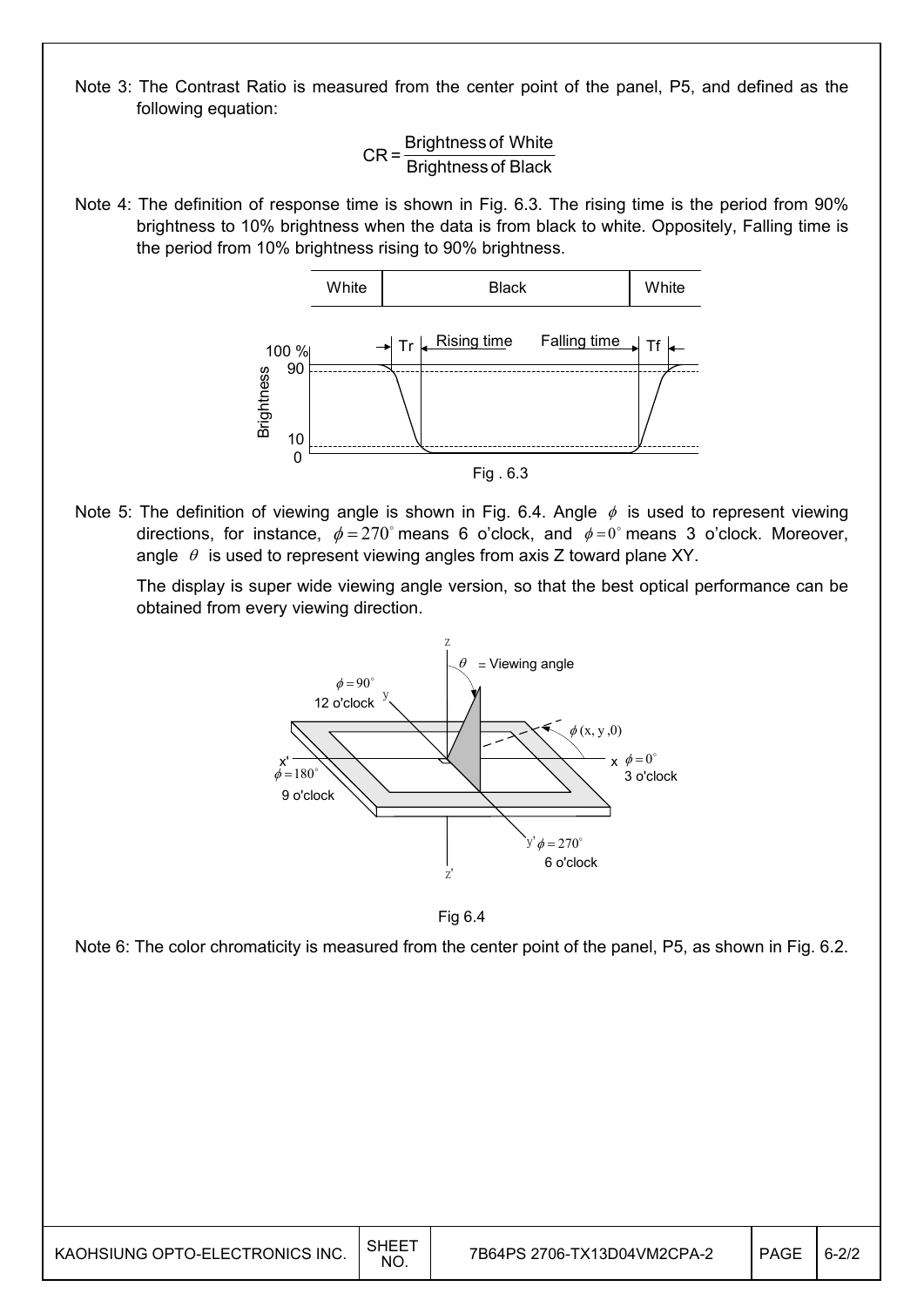Note 3: The Contrast Ratio is measured from the center point of the panel, P5, and defined as the following equation:

$$CR = \frac{\text{Brightness of White}}{\text{Brightness of Black}}$$

Note 4: The definition of response time is shown in Fig. 6.3. The rising time is the period from 90% brightness to 10% brightness when the data is from black to white. Oppositely, Falling time is the period from 10% brightness rising to 90% brightness.

Fig . 6.3

Note 5: The definition of viewing angle is shown in Fig. 6.4. Angle $\phi$ is used to represent viewing directions, for instance, $\phi = 270^{\circ}$ means 6 o'clock, and $\phi = 0^{\circ}$ means 3 o'clock. Moreover, angle $\theta$ is used to represent viewing angles from axis Z toward plane XY.

The display is super wide viewing angle version, so that the best optical performance can be obtained from every viewing direction.

Fig 6.4

Note 6: The color chromaticity is measured from the center point of the panel, P5, as shown in Fig. 6.2.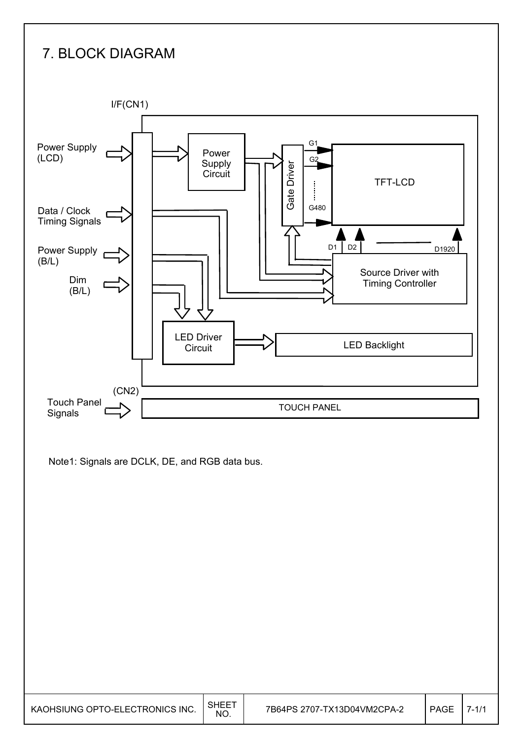# 7. BLOCK DIAGRAM

I/F(CN1)

Power Supply (LCD)

Data / Clock Timing Signals

Power Supply (B/L)

Dim (B/L)

Power Supply Circuit

Gate Driver

G1

G2

G480

TFT-LCD

D1 D2 D1920

Source Driver with Timing Controller

LED Driver Circuit

LED Backlight

(CN2)

Touch Panel Signals

TOUCH PANEL

Note1: Signals are DCLK, DE, and RGB data bus.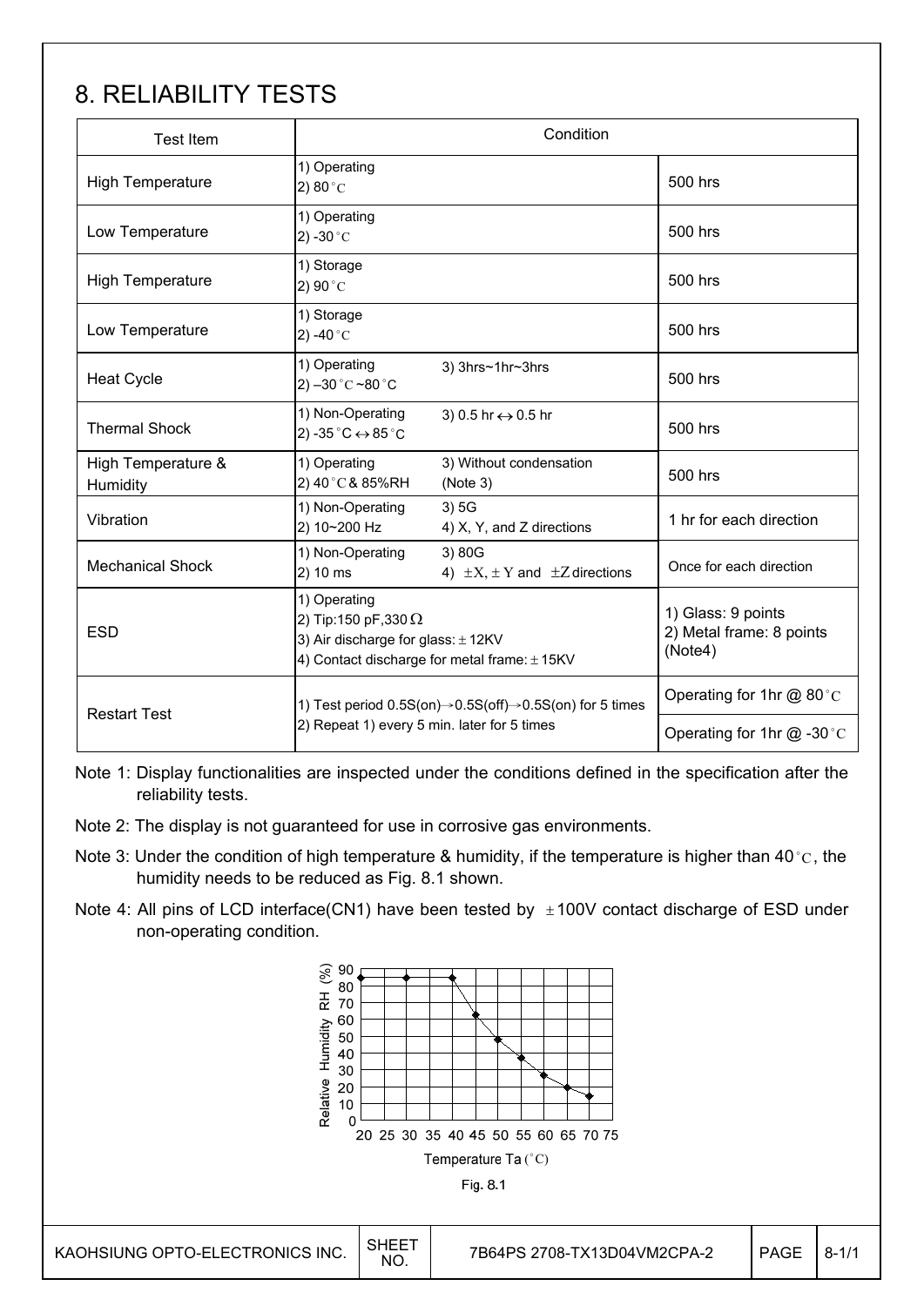# 8. RELIABILITY TESTS

| Test Item | Condition | |
|---|---|---|
| High Temperature | 1) Operating<br>2) 80°C | 500 hrs |
| Low Temperature | 1) Operating<br>2) -30°C | 500 hrs |
| High Temperature | 1) Storage<br>2) 90°C | 500 hrs |
| Low Temperature | 1) Storage<br>2) -40°C | 500 hrs |
| Heat Cycle | 1) Operating<br>2) –30°C ~80°C<br>3) 3hrs~1hr~3hrs | 500 hrs |
| Thermal Shock | 1) Non-Operating<br>2) -35°C ↔ 85°C<br>3) 0.5 hr ↔ 0.5 hr | 500 hrs |
| High Temperature & Humidity | 1) Operating<br>2) 40°C & 85%RH<br>3) Without condensation (Note 3) | 500 hrs |
| Vibration | 1) Non-Operating<br>2) 10~200 Hz<br>3) 5G<br>4) X, Y, and Z directions | 1 hr for each direction |
| Mechanical Shock | 1) Non-Operating<br>2) 10 ms<br>3) 80G<br>4) ±X, ±Y and ±Z directions | Once for each direction |
| ESD | 1) Operating<br>2) Tip:150 pF,330 Ω<br>3) Air discharge for glass: ±12KV<br>4) Contact discharge for metal frame: ±15KV | 1) Glass: 9 points<br>2) Metal frame: 8 points<br>(Note4) |
| Restart Test | 1) Test period 0.5S(on)→0.5S(off)→0.5S(on) for 5 times<br>2) Repeat 1) every 5 min. later for 5 times | Operating for 1hr @ 80°C<br>Operating for 1hr @ -30°C |

Note 1: Display functionalities are inspected under the conditions defined in the specification after the reliability tests.

Note 2: The display is not guaranteed for use in corrosive gas environments.

Note 3: Under the condition of high temperature & humidity, if the temperature is higher than 40°C, the humidity needs to be reduced as Fig. 8.1 shown.

Note 4: All pins of LCD interface(CN1) have been tested by ±100V contact discharge of ESD under non-operating condition.

Fig. 8.1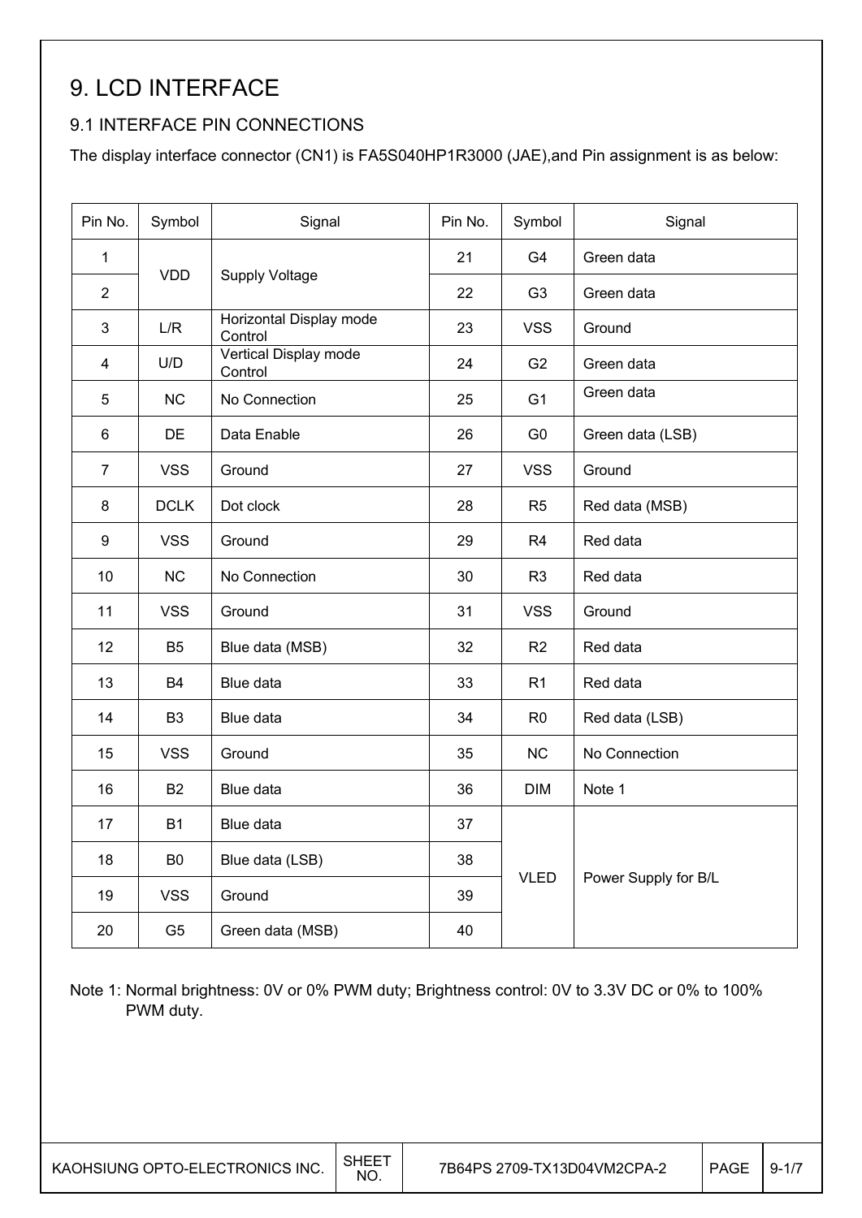# 9. LCD INTERFACE

## 9.1 INTERFACE PIN CONNECTIONS

The display interface connector (CN1) is FA5S040HP1R3000 (JAE),and Pin assignment is as below:

| Pin No. | Symbol | Signal | Pin No. | Symbol | Signal |
|---|---|---|---|---|---|
| 1 | VDD | Supply Voltage | 21 | G4 | Green data |
| 2 | | | 22 | G3 | Green data |
| 3 | L/R | Horizontal Display mode Control | 23 | VSS | Ground |
| 4 | U/D | Vertical Display mode Control | 24 | G2 | Green data |
| 5 | NC | No Connection | 25 | G1 | Green data |
| 6 | DE | Data Enable | 26 | G0 | Green data (LSB) |
| 7 | VSS | Ground | 27 | VSS | Ground |
| 8 | DCLK | Dot clock | 28 | R5 | Red data (MSB) |
| 9 | VSS | Ground | 29 | R4 | Red data |
| 10 | NC | No Connection | 30 | R3 | Red data |
| 11 | VSS | Ground | 31 | VSS | Ground |
| 12 | B5 | Blue data (MSB) | 32 | R2 | Red data |
| 13 | B4 | Blue data | 33 | R1 | Red data |
| 14 | B3 | Blue data | 34 | R0 | Red data (LSB) |
| 15 | VSS | Ground | 35 | NC | No Connection |
| 16 | B2 | Blue data | 36 | DIM | Note 1 |
| 17 | B1 | Blue data | 37 | VLED | Power Supply for B/L |
| 18 | B0 | Blue data (LSB) | 38 | | |
| 19 | VSS | Ground | 39 | | |
| 20 | G5 | Green data (MSB) | 40 | | |

Note 1: Normal brightness: 0V or 0% PWM duty; Brightness control: 0V to 3.3V DC or 0% to 100% PWM duty.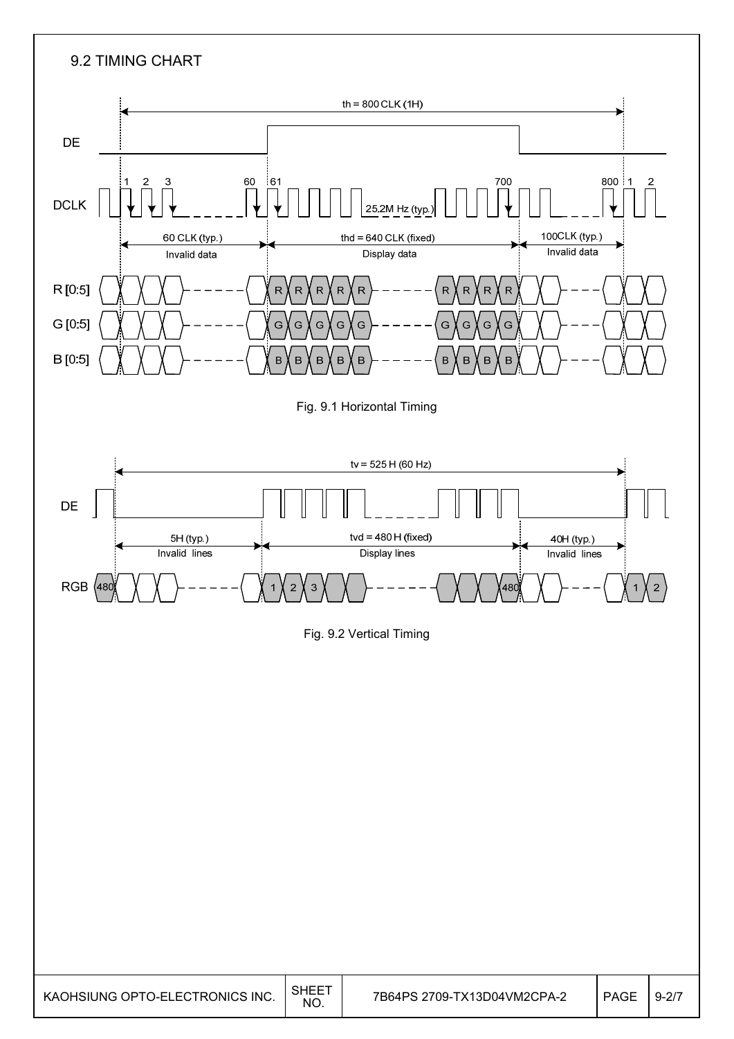## 9.2 TIMING CHART

th = 800 CLK (1H)

DE

DCLK: 1, 2, 3, ..., 60, 61, ..., 25.2M Hz (typ.), ..., 700, ..., 800, 1, 2

60 CLK (typ.) — Invalid data | thd = 640 CLK (fixed) — Display data | 100CLK (typ.) — Invalid data

R [0:5]: R R R R R ... R R R R

G [0:5]: G G G G G ... G G G G

B [0:5]: B B B B B ... B B B B

Fig. 9.1 Horizontal Timing

tv = 525 H (60 Hz)

DE

5H (typ.) — Invalid lines | tvd = 480 H (fixed) — Display lines | 40H (typ.) — Invalid lines

RGB: 480, ..., 1, 2, 3, ..., 480, ..., 1, 2

Fig. 9.2 Vertical Timing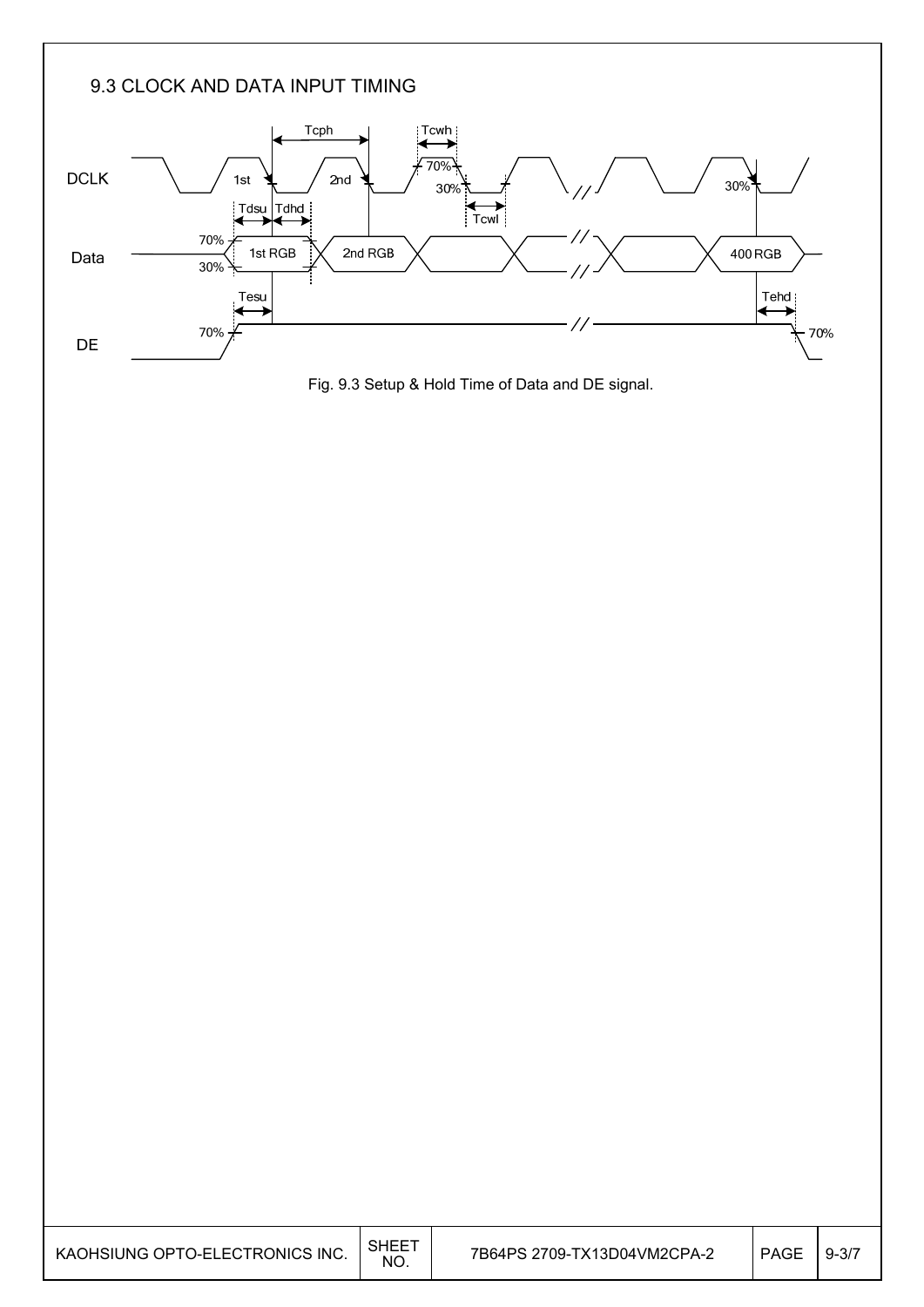## 9.3 CLOCK AND DATA INPUT TIMING

Fig. 9.3 Setup & Hold Time of Data and DE signal.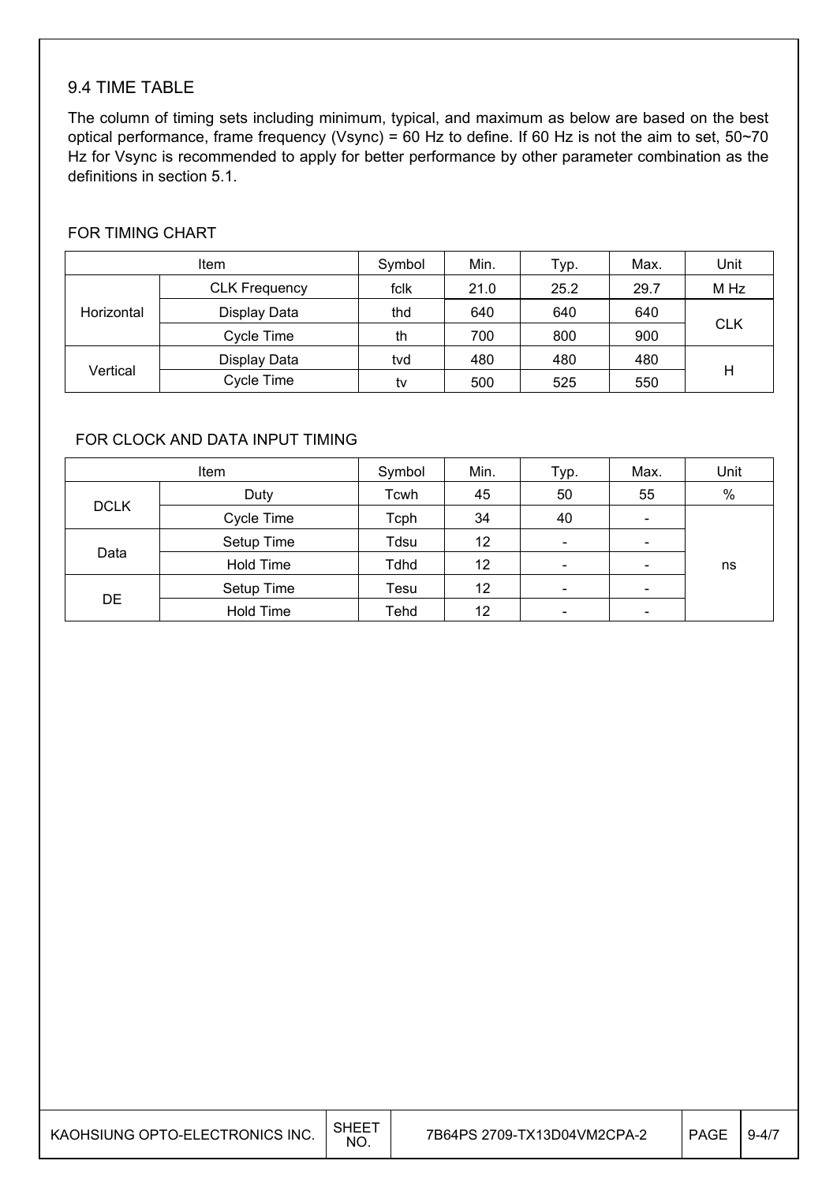## 9.4 TIME TABLE

The column of timing sets including minimum, typical, and maximum as below are based on the best optical performance, frame frequency (Vsync) = 60 Hz to define. If 60 Hz is not the aim to set, 50~70 Hz for Vsync is recommended to apply for better performance by other parameter combination as the definitions in section 5.1.

FOR TIMING CHART

| Item | | Symbol | Min. | Typ. | Max. | Unit |
|---|---|---|---|---|---|---|
| Horizontal | CLK Frequency | fclk | 21.0 | 25.2 | 29.7 | M Hz |
| | Display Data | thd | 640 | 640 | 640 | CLK |
| | Cycle Time | th | 700 | 800 | 900 | |
| Vertical | Display Data | tvd | 480 | 480 | 480 | H |
| | Cycle Time | tv | 500 | 525 | 550 | |

FOR CLOCK AND DATA INPUT TIMING

| Item | | Symbol | Min. | Typ. | Max. | Unit |
|---|---|---|---|---|---|---|
| DCLK | Duty | Tcwh | 45 | 50 | 55 | % |
| | Cycle Time | Tcph | 34 | 40 | - | ns |
| Data | Setup Time | Tdsu | 12 | - | - | |
| | Hold Time | Tdhd | 12 | - | - | |
| DE | Setup Time | Tesu | 12 | - | - | |
| | Hold Time | Tehd | 12 | - | - | |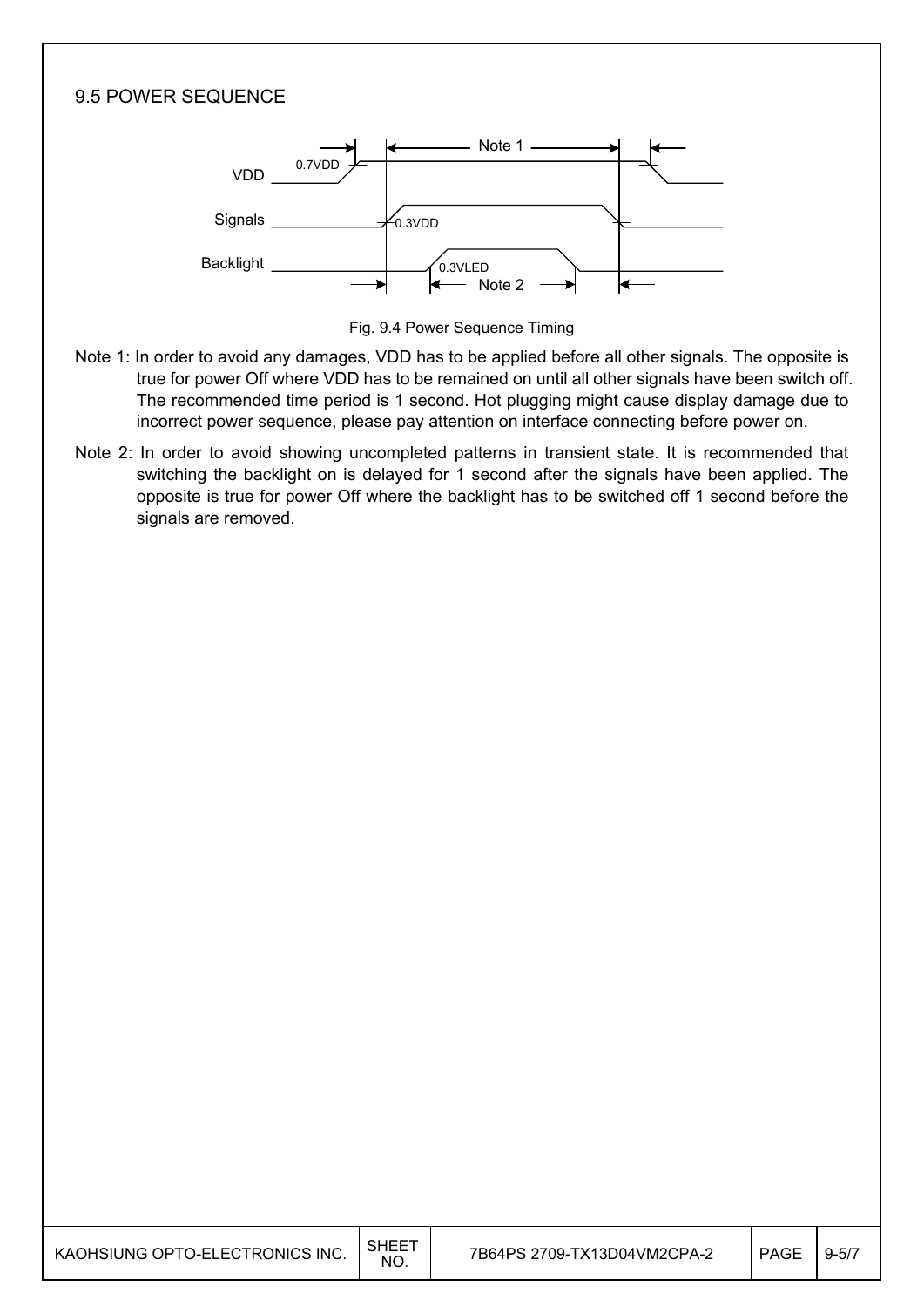## 9.5 POWER SEQUENCE

Fig. 9.4 Power Sequence Timing

Note 1: In order to avoid any damages, VDD has to be applied before all other signals. The opposite is true for power Off where VDD has to be remained on until all other signals have been switch off. The recommended time period is 1 second. Hot plugging might cause display damage due to incorrect power sequence, please pay attention on interface connecting before power on.

Note 2: In order to avoid showing uncompleted patterns in transient state. It is recommended that switching the backlight on is delayed for 1 second after the signals have been applied. The opposite is true for power Off where the backlight has to be switched off 1 second before the signals are removed.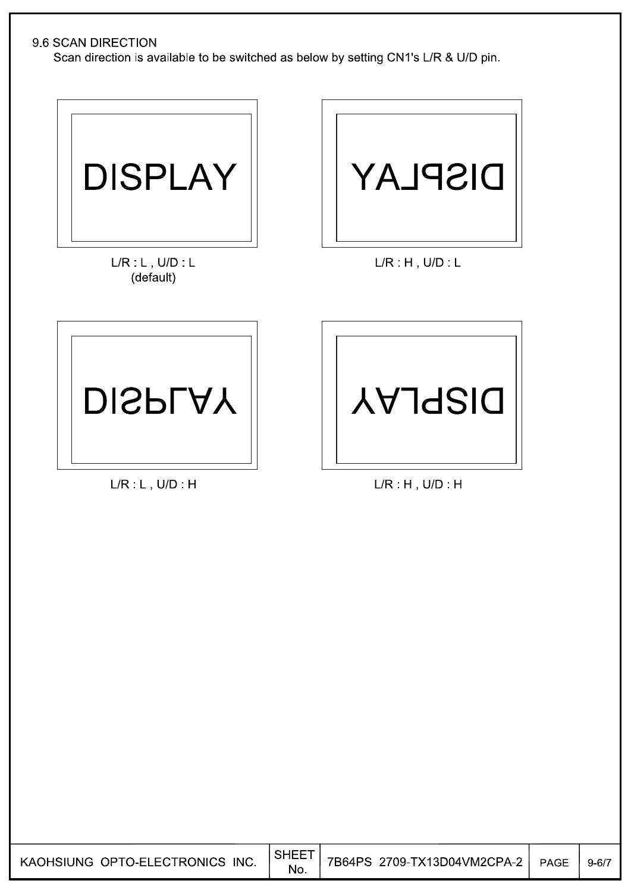## 9.6 SCAN DIRECTION

Scan direction is available to be switched as below by setting CN1's L/R & U/D pin.

DISPLAY

L/R : L , U/D : L
(default)

DISPLAY

L/R : H , U/D : L

DISPLAY

L/R : L , U/D : H

DISPLAY

L/R : H , U/D : H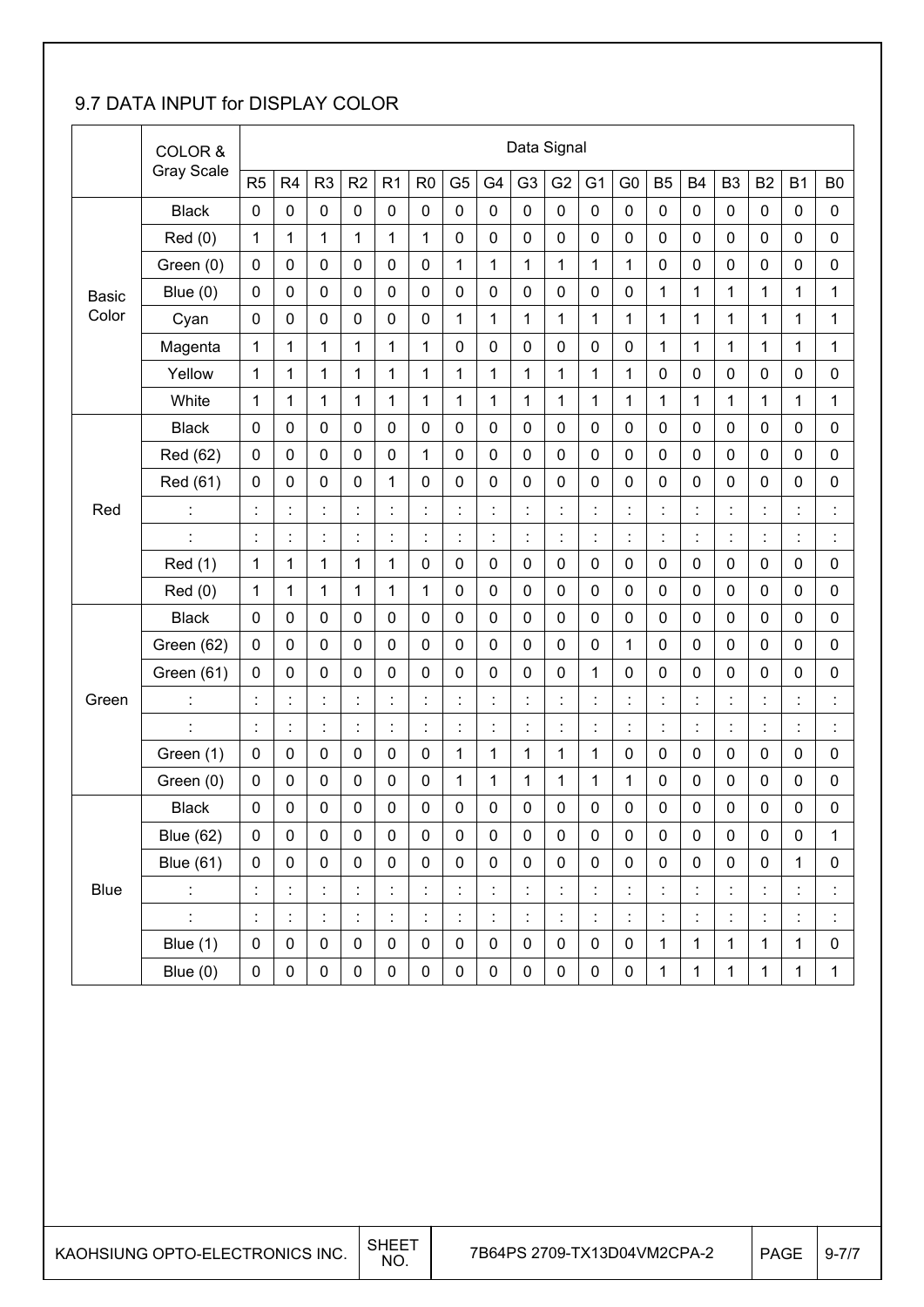## 9.7 DATA INPUT for DISPLAY COLOR

| | COLOR & Gray Scale | Data Signal | | | | | | | | | | | | | | | | | |
|---|---|---|---|---|---|---|---|---|---|---|---|---|---|---|---|---|---|---|---|
| | | R5 | R4 | R3 | R2 | R1 | R0 | G5 | G4 | G3 | G2 | G1 | G0 | B5 | B4 | B3 | B2 | B1 | B0 |
| Basic Color | Black | 0 | 0 | 0 | 0 | 0 | 0 | 0 | 0 | 0 | 0 | 0 | 0 | 0 | 0 | 0 | 0 | 0 | 0 |
| | Red (0) | 1 | 1 | 1 | 1 | 1 | 1 | 0 | 0 | 0 | 0 | 0 | 0 | 0 | 0 | 0 | 0 | 0 | 0 |
| | Green (0) | 0 | 0 | 0 | 0 | 0 | 0 | 1 | 1 | 1 | 1 | 1 | 1 | 0 | 0 | 0 | 0 | 0 | 0 |
| | Blue (0) | 0 | 0 | 0 | 0 | 0 | 0 | 0 | 0 | 0 | 0 | 0 | 0 | 1 | 1 | 1 | 1 | 1 | 1 |
| | Cyan | 0 | 0 | 0 | 0 | 0 | 0 | 1 | 1 | 1 | 1 | 1 | 1 | 1 | 1 | 1 | 1 | 1 | 1 |
| | Magenta | 1 | 1 | 1 | 1 | 1 | 1 | 0 | 0 | 0 | 0 | 0 | 0 | 1 | 1 | 1 | 1 | 1 | 1 |
| | Yellow | 1 | 1 | 1 | 1 | 1 | 1 | 1 | 1 | 1 | 1 | 1 | 1 | 0 | 0 | 0 | 0 | 0 | 0 |
| | White | 1 | 1 | 1 | 1 | 1 | 1 | 1 | 1 | 1 | 1 | 1 | 1 | 1 | 1 | 1 | 1 | 1 | 1 |
| Red | Black | 0 | 0 | 0 | 0 | 0 | 0 | 0 | 0 | 0 | 0 | 0 | 0 | 0 | 0 | 0 | 0 | 0 | 0 |
| | Red (62) | 0 | 0 | 0 | 0 | 0 | 1 | 0 | 0 | 0 | 0 | 0 | 0 | 0 | 0 | 0 | 0 | 0 | 0 |
| | Red (61) | 0 | 0 | 0 | 0 | 1 | 0 | 0 | 0 | 0 | 0 | 0 | 0 | 0 | 0 | 0 | 0 | 0 | 0 |
| | : | : | : | : | : | : | : | : | : | : | : | : | : | : | : | : | : | : | : |
| | : | : | : | : | : | : | : | : | : | : | : | : | : | : | : | : | : | : | : |
| | Red (1) | 1 | 1 | 1 | 1 | 1 | 0 | 0 | 0 | 0 | 0 | 0 | 0 | 0 | 0 | 0 | 0 | 0 | 0 |
| | Red (0) | 1 | 1 | 1 | 1 | 1 | 1 | 0 | 0 | 0 | 0 | 0 | 0 | 0 | 0 | 0 | 0 | 0 | 0 |
| Green | Black | 0 | 0 | 0 | 0 | 0 | 0 | 0 | 0 | 0 | 0 | 0 | 0 | 0 | 0 | 0 | 0 | 0 | 0 |
| | Green (62) | 0 | 0 | 0 | 0 | 0 | 0 | 0 | 0 | 0 | 0 | 0 | 1 | 0 | 0 | 0 | 0 | 0 | 0 |
| | Green (61) | 0 | 0 | 0 | 0 | 0 | 0 | 0 | 0 | 0 | 0 | 1 | 0 | 0 | 0 | 0 | 0 | 0 | 0 |
| | : | : | : | : | : | : | : | : | : | : | : | : | : | : | : | : | : | : | : |
| | : | : | : | : | : | : | : | : | : | : | : | : | : | : | : | : | : | : | : |
| | Green (1) | 0 | 0 | 0 | 0 | 0 | 0 | 1 | 1 | 1 | 1 | 1 | 0 | 0 | 0 | 0 | 0 | 0 | 0 |
| | Green (0) | 0 | 0 | 0 | 0 | 0 | 0 | 1 | 1 | 1 | 1 | 1 | 1 | 0 | 0 | 0 | 0 | 0 | 0 |
| Blue | Black | 0 | 0 | 0 | 0 | 0 | 0 | 0 | 0 | 0 | 0 | 0 | 0 | 0 | 0 | 0 | 0 | 0 | 0 |
| | Blue (62) | 0 | 0 | 0 | 0 | 0 | 0 | 0 | 0 | 0 | 0 | 0 | 0 | 0 | 0 | 0 | 0 | 0 | 1 |
| | Blue (61) | 0 | 0 | 0 | 0 | 0 | 0 | 0 | 0 | 0 | 0 | 0 | 0 | 0 | 0 | 0 | 0 | 1 | 0 |
| | : | : | : | : | : | : | : | : | : | : | : | : | : | : | : | : | : | : | : |
| | : | : | : | : | : | : | : | : | : | : | : | : | : | : | : | : | : | : | : |
| | Blue (1) | 0 | 0 | 0 | 0 | 0 | 0 | 0 | 0 | 0 | 0 | 0 | 0 | 1 | 1 | 1 | 1 | 1 | 0 |
| | Blue (0) | 0 | 0 | 0 | 0 | 0 | 0 | 0 | 0 | 0 | 0 | 0 | 0 | 1 | 1 | 1 | 1 | 1 | 1 |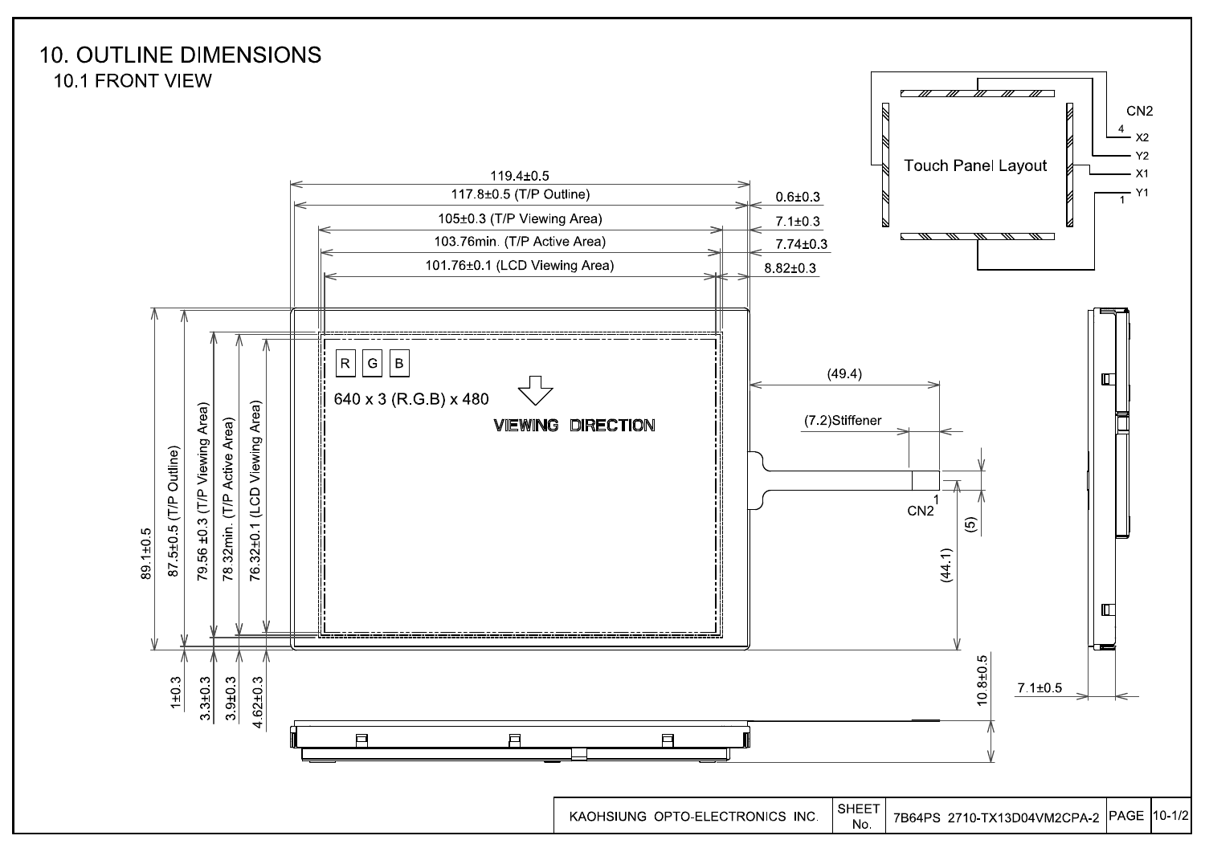# 10. OUTLINE DIMENSIONS

## 10.1 FRONT VIEW

Touch Panel Layout

CN2

4 X2

Y2

X1

1 Y1

119.4±0.5

117.8±0.5 (T/P Outline)

105±0.3 (T/P Viewing Area)

103.76min. (T/P Active Area)

101.76±0.1 (LCD Viewing Area)

0.6±0.3

7.1±0.3

7.74±0.3

8.82±0.3

R G B

640 x 3 (R.G.B) x 480

VIEWING DIRECTION

(49.4)

(7.2)Stiffener

CN2 1

(5)

(44.1)

89.1±0.5

87.5±0.5 (T/P Outline)

79.56 ±0.3 (T/P Viewing Area)

78.32min. (T/P Active Area)

76.32±0.1 (LCD Viewing Area)

1±0.3

3.3±0.3

3.9±0.3

4.62±0.3

10.8±0.5

7.1±0.5

| KAOHSIUNG OPTO-ELECTRONICS INC. | SHEET No. | 7B64PS 2710-TX13D04VM2CPA-2 | PAGE | 10-1/2 |
|---|---|---|---|---|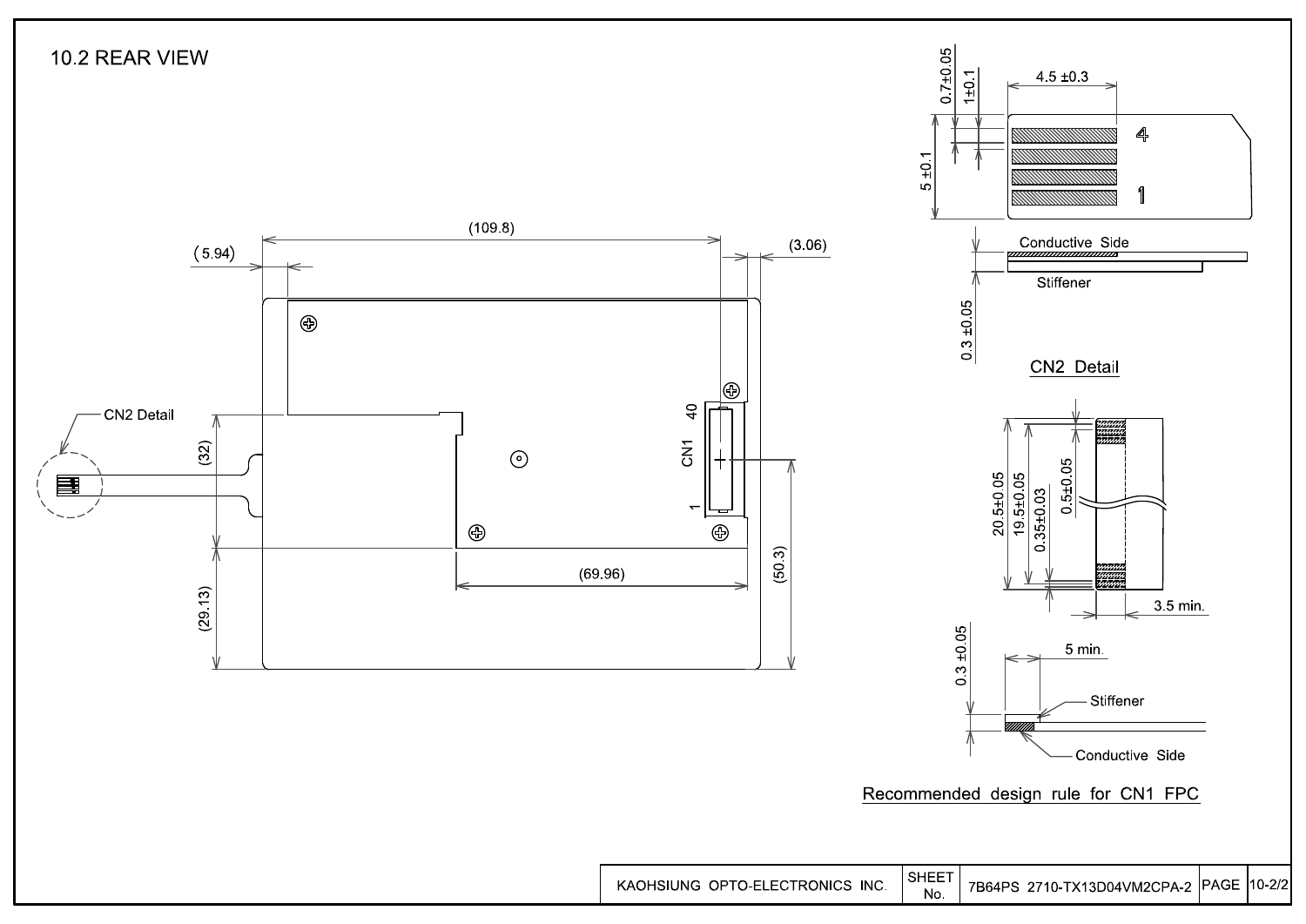## 10.2 REAR VIEW

(109.8)

(5.94)

(3.06)

CN2 Detail

(32)

CN1 40 1

(69.96)

(29.13)

(50.3)

0.7±0.05

1±0.1

4.5 ±0.3

5 ±0.1

4

1

Conductive Side

Stiffener

0.3 ±0.05

CN2 Detail

20.5±0.05

19.5±0.05

0.35±0.03

0.5±0.05

3.5 min.

0.3 ±0.05

5 min.

Stiffener

Conductive Side

Recommended design rule for CN1 FPC

| KAOHSIUNG OPTO-ELECTRONICS INC. | SHEET No. | 7B64PS 2710-TX13D04VM2CPA-2 | PAGE | 10-2/2 |
|---|---|---|---|---|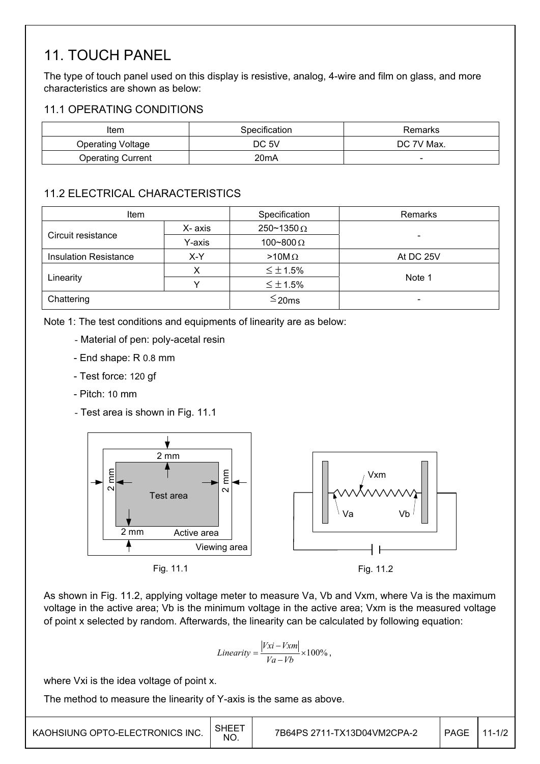# 11. TOUCH PANEL

The type of touch panel used on this display is resistive, analog, 4-wire and film on glass, and more characteristics are shown as below:

## 11.1 OPERATING CONDITIONS

| Item | Specification | Remarks |
|---|---|---|
| Operating Voltage | DC 5V | DC 7V Max. |
| Operating Current | 20mA | - |

## 11.2 ELECTRICAL CHARACTERISTICS

| Item | | Specification | Remarks |
|---|---|---|---|
| Circuit resistance | X- axis | 250~1350 Ω | - |
| | Y-axis | 100~800 Ω | |
| Insulation Resistance | X-Y | >10M Ω | At DC 25V |
| Linearity | X | ≤ ± 1.5% | Note 1 |
| | Y | ≤ ± 1.5% | |
| Chattering | | ≤ 20ms | - |

Note 1: The test conditions and equipments of linearity are as below:

- Material of pen: poly-acetal resin
- End shape: R 0.8 mm
- Test force: 120 gf
- Pitch: 10 mm
- Test area is shown in Fig. 11.1

Fig. 11.1

Fig. 11.2

As shown in Fig. 11.2, applying voltage meter to measure Va, Vb and Vxm, where Va is the maximum voltage in the active area; Vb is the minimum voltage in the active area; Vxm is the measured voltage of point x selected by random. Afterwards, the linearity can be calculated by following equation:

$$Linearity = \frac{|Vxi - Vxm|}{Va - Vb} \times 100\%,$$

where Vxi is the idea voltage of point x.

The method to measure the linearity of Y-axis is the same as above.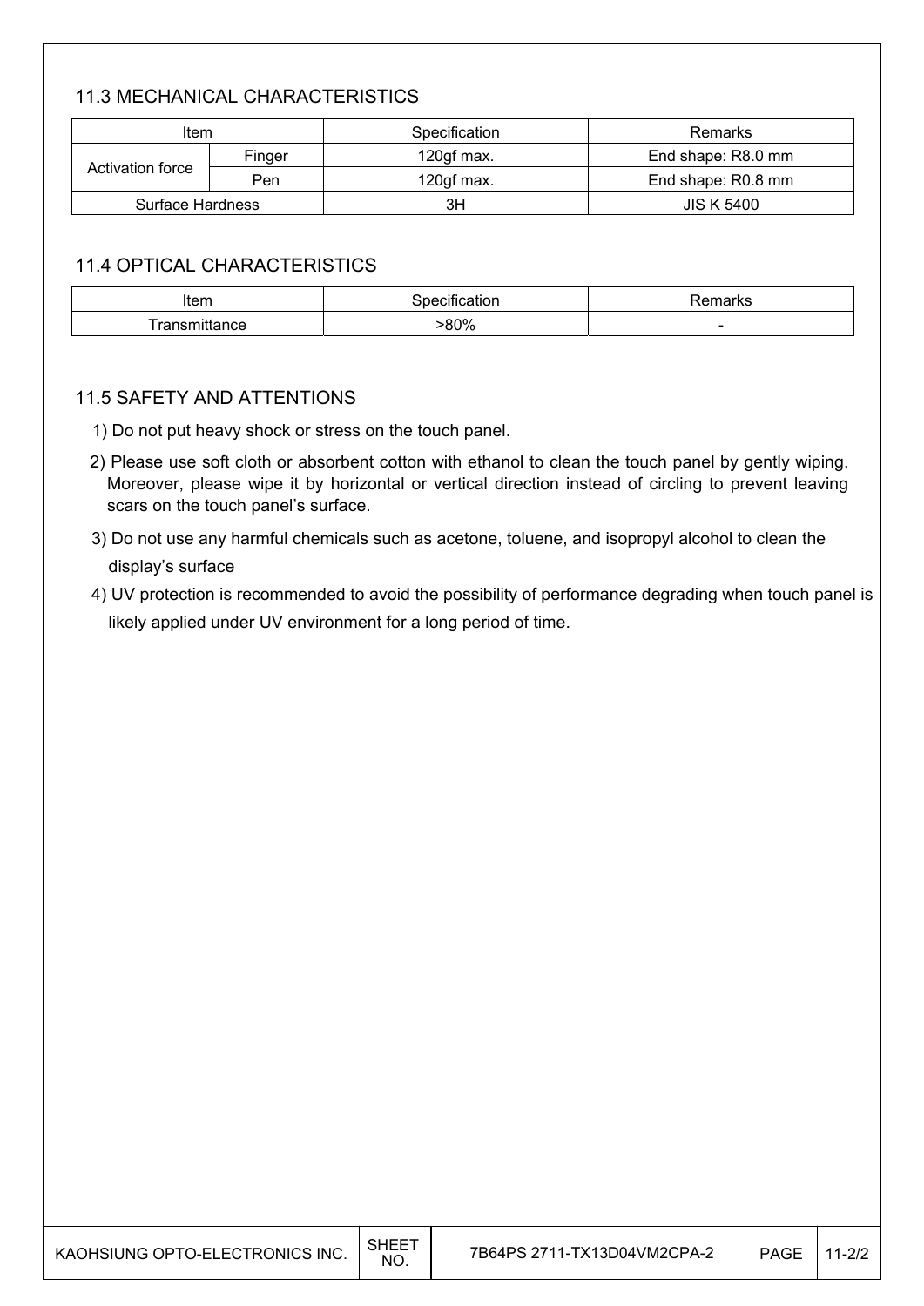### 11.3 MECHANICAL CHARACTERISTICS

| Item | | Specification | Remarks |
|---|---|---|---|
| Activation force | Finger | 120gf max. | End shape: R8.0 mm |
| | Pen | 120gf max. | End shape: R0.8 mm |
| Surface Hardness | | 3H | JIS K 5400 |

### 11.4 OPTICAL CHARACTERISTICS

| Item | Specification | Remarks |
|---|---|---|
| Transmittance | >80% | - |

### 11.5 SAFETY AND ATTENTIONS

1) Do not put heavy shock or stress on the touch panel.
2) Please use soft cloth or absorbent cotton with ethanol to clean the touch panel by gently wiping. Moreover, please wipe it by horizontal or vertical direction instead of circling to prevent leaving scars on the touch panel's surface.
3) Do not use any harmful chemicals such as acetone, toluene, and isopropyl alcohol to clean the display's surface
4) UV protection is recommended to avoid the possibility of performance degrading when touch panel is likely applied under UV environment for a long period of time.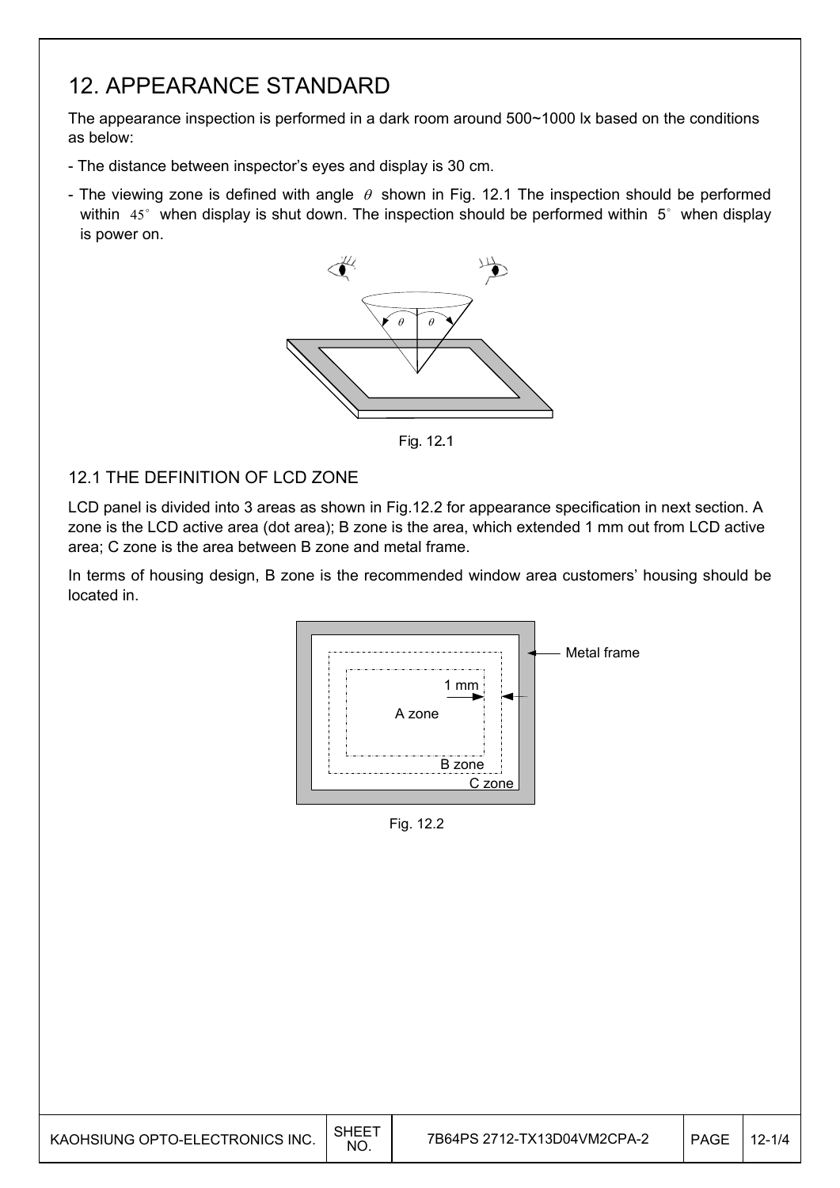# 12. APPEARANCE STANDARD

The appearance inspection is performed in a dark room around 500~1000 lx based on the conditions as below:

- The distance between inspector's eyes and display is 30 cm.
- The viewing zone is defined with angle $\theta$ shown in Fig. 12.1 The inspection should be performed within $45^\circ$ when display is shut down. The inspection should be performed within $5^\circ$ when display is power on.

Fig. 12.1

## 12.1 THE DEFINITION OF LCD ZONE

LCD panel is divided into 3 areas as shown in Fig.12.2 for appearance specification in next section. A zone is the LCD active area (dot area); B zone is the area, which extended 1 mm out from LCD active area; C zone is the area between B zone and metal frame.

In terms of housing design, B zone is the recommended window area customers' housing should be located in.

Fig. 12.2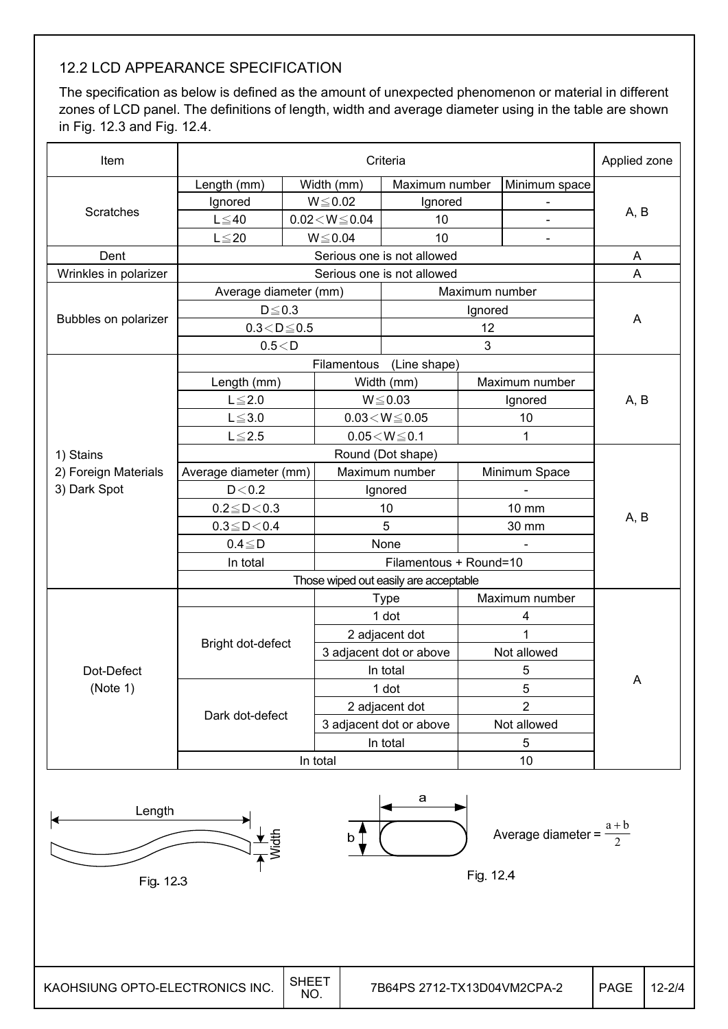## 12.2 LCD APPEARANCE SPECIFICATION

The specification as below is defined as the amount of unexpected phenomenon or material in different zones of LCD panel. The definitions of length, width and average diameter using in the table are shown in Fig. 12.3 and Fig. 12.4.

| Item | Criteria | | | | Applied zone |
|---|---|---|---|---|---|
| Scratches | Length (mm) | Width (mm) | Maximum number | Minimum space | A, B |
| | Ignored | W≦0.02 | Ignored | - | |
| | L≦40 | 0.02＜W≦0.04 | 10 | - | |
| | L≦20 | W≦0.04 | 10 | - | |
| Dent | Serious one is not allowed | | | | A |
| Wrinkles in polarizer | Serious one is not allowed | | | | A |
| Bubbles on polarizer | Average diameter (mm) | | Maximum number | | A |
| | D≦0.3 | | Ignored | | |
| | 0.3＜D≦0.5 | | 12 | | |
| | 0.5＜D | | 3 | | |

| Item | Criteria | | | Applied zone |
|---|---|---|---|---|
| 1) Stains 2) Foreign Materials 3) Dark Spot | Filamentous (Line shape) | | | A, B |
| | Length (mm) | Width (mm) | Maximum number | |
| | L≦2.0 | W≦0.03 | Ignored | |
| | L≦3.0 | 0.03＜W≦0.05 | 10 | |
| | L≦2.5 | 0.05＜W≦0.1 | 1 | |
| | Round (Dot shape) | | | A, B |
| | Average diameter (mm) | Maximum number | Minimum Space | |
| | D＜0.2 | Ignored | - | |
| | 0.2≦D＜0.3 | 10 | 10 mm | |
| | 0.3≦D＜0.4 | 5 | 30 mm | |
| | 0.4≦D | None | - | |
| | In total | Filamentous + Round=10 | | |
| | Those wiped out easily are acceptable | | | |
| Dot-Defect (Note 1) | | Type | Maximum number | A |
| | Bright dot-defect | 1 dot | 4 | |
| | | 2 adjacent dot | 1 | |
| | | 3 adjacent dot or above | Not allowed | |
| | | In total | 5 | |
| | Dark dot-defect | 1 dot | 5 | |
| | | 2 adjacent dot | 2 | |
| | | 3 adjacent dot or above | Not allowed | |
| | | In total | 5 | |
| | In total | | 10 | |

Length / Width

Fig. 12.3

a / b

Average diameter = $\frac{a+b}{2}$

Fig. 12.4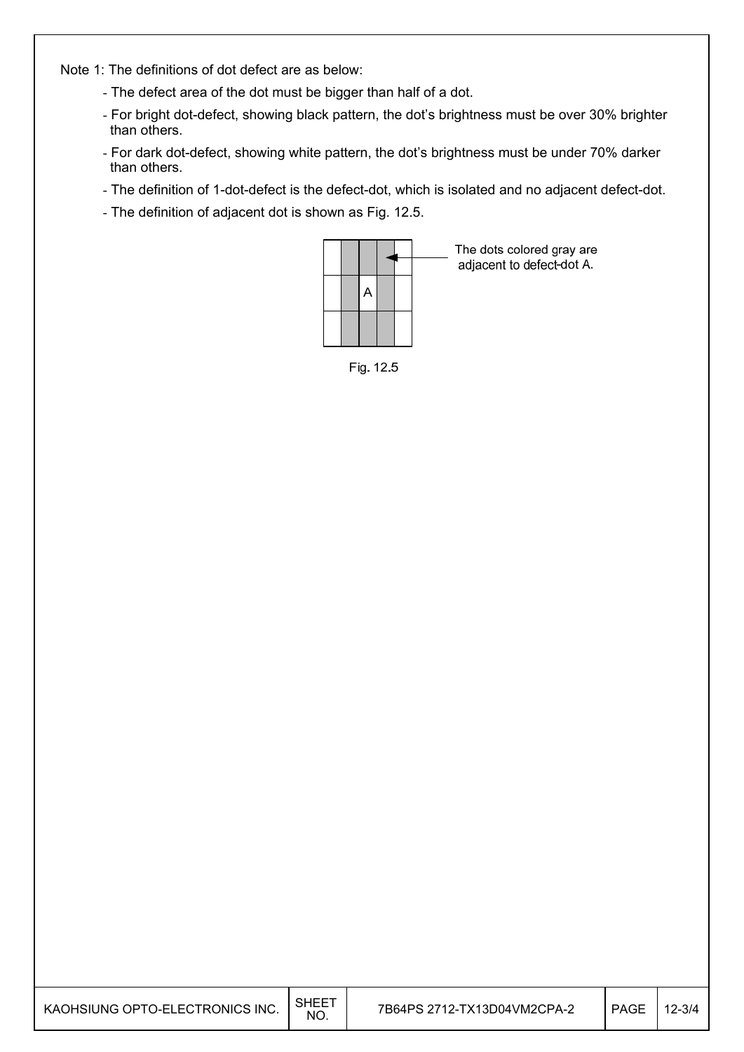Note 1: The definitions of dot defect are as below:

- The defect area of the dot must be bigger than half of a dot.
- For bright dot-defect, showing black pattern, the dot's brightness must be over 30% brighter than others.
- For dark dot-defect, showing white pattern, the dot's brightness must be under 70% darker than others.
- The definition of 1-dot-defect is the defect-dot, which is isolated and no adjacent defect-dot.
- The definition of adjacent dot is shown as Fig. 12.5.

The dots colored gray are adjacent to defect-dot A.

Fig. 12.5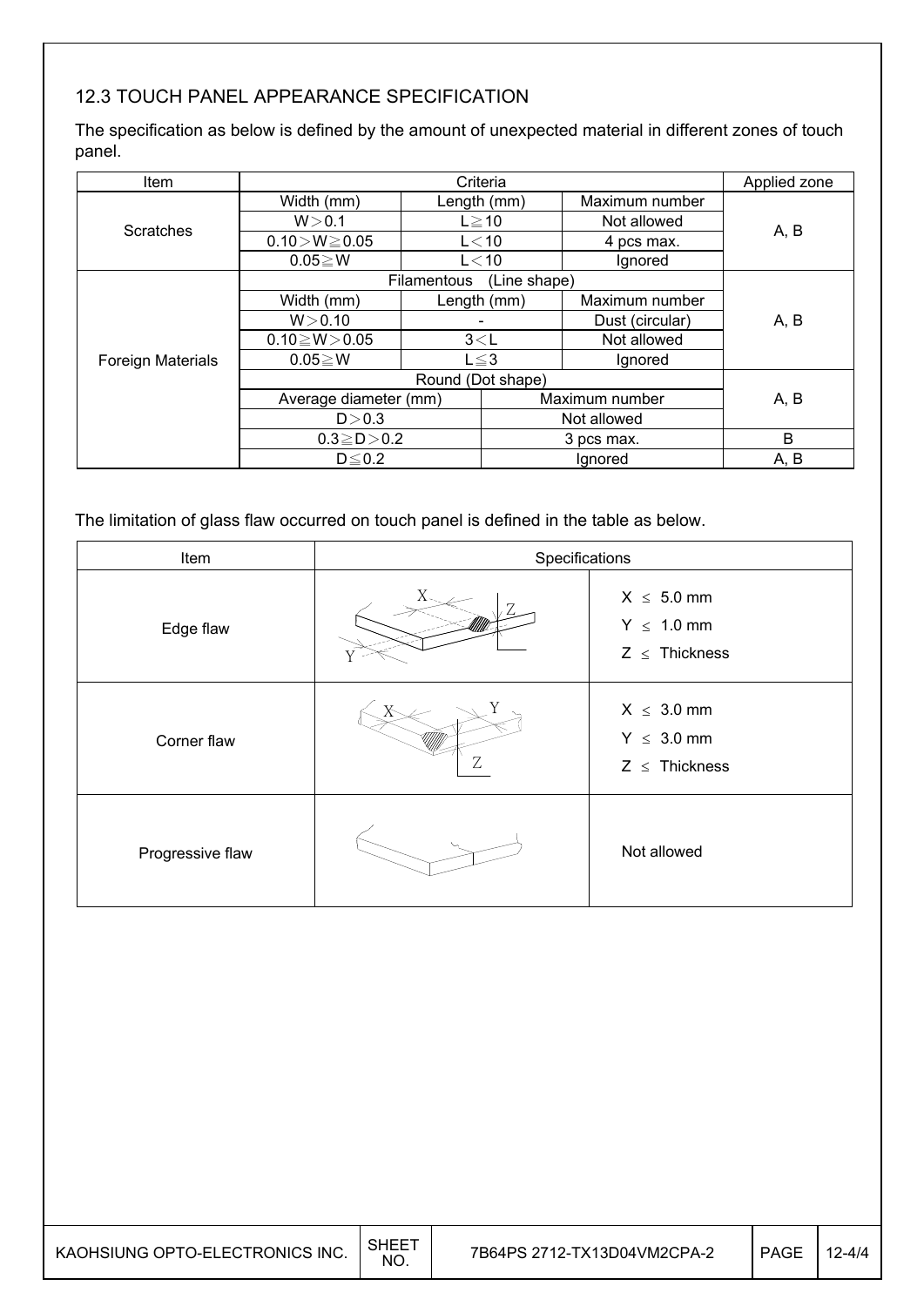## 12.3 TOUCH PANEL APPEARANCE SPECIFICATION

The specification as below is defined by the amount of unexpected material in different zones of touch panel.

| Item | Criteria | | | Applied zone |
|---|---|---|---|---|
| Scratches | Width (mm) | Length (mm) | Maximum number | A, B |
| | W＞0.1 | L≧10 | Not allowed | |
| | 0.10＞W≧0.05 | L＜10 | 4 pcs max. | |
| | 0.05≧W | L＜10 | Ignored | |
| Foreign Materials | Filamentous (Line shape) | | | A, B |
| | Width (mm) | Length (mm) | Maximum number | |
| | W＞0.10 | - | Dust (circular) | |
| | 0.10≧W＞0.05 | 3＜L | Not allowed | |
| | 0.05≧W | L≦3 | Ignored | |
| | Round (Dot shape) | | | A, B |
| | Average diameter (mm) | | Maximum number | |
| | D＞0.3 | | Not allowed | |
| | 0.3≧D＞0.2 | | 3 pcs max. | B |
| | D≦0.2 | | Ignored | A, B |

The limitation of glass flaw occurred on touch panel is defined in the table as below.

| Item | Specifications |
|---|---|
| Edge flaw | X ≤ 5.0 mm<br>Y ≤ 1.0 mm<br>Z ≤ Thickness |
| Corner flaw | X ≤ 3.0 mm<br>Y ≤ 3.0 mm<br>Z ≤ Thickness |
| Progressive flaw | Not allowed |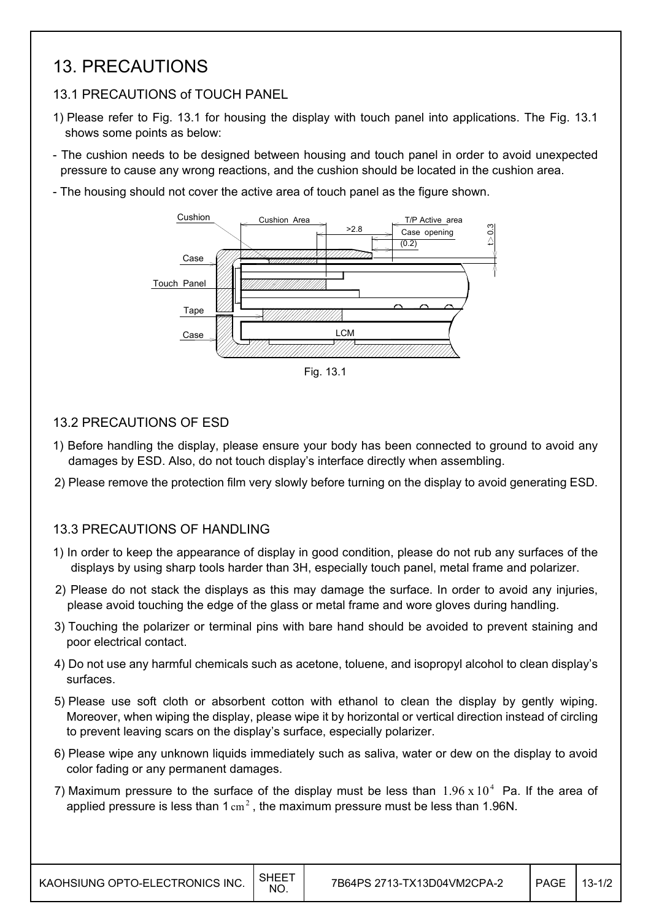# 13. PRECAUTIONS

## 13.1 PRECAUTIONS of TOUCH PANEL

1) Please refer to Fig. 13.1 for housing the display with touch panel into applications. The Fig. 13.1 shows some points as below:

- The cushion needs to be designed between housing and touch panel in order to avoid unexpected pressure to cause any wrong reactions, and the cushion should be located in the cushion area.
- The housing should not cover the active area of touch panel as the figure shown.

Fig. 13.1

## 13.2 PRECAUTIONS OF ESD

1) Before handling the display, please ensure your body has been connected to ground to avoid any damages by ESD. Also, do not touch display's interface directly when assembling.
2) Please remove the protection film very slowly before turning on the display to avoid generating ESD.

## 13.3 PRECAUTIONS OF HANDLING

1) In order to keep the appearance of display in good condition, please do not rub any surfaces of the displays by using sharp tools harder than 3H, especially touch panel, metal frame and polarizer.
2) Please do not stack the displays as this may damage the surface. In order to avoid any injuries, please avoid touching the edge of the glass or metal frame and wore gloves during handling.
3) Touching the polarizer or terminal pins with bare hand should be avoided to prevent staining and poor electrical contact.
4) Do not use any harmful chemicals such as acetone, toluene, and isopropyl alcohol to clean display's surfaces.
5) Please use soft cloth or absorbent cotton with ethanol to clean the display by gently wiping. Moreover, when wiping the display, please wipe it by horizontal or vertical direction instead of circling to prevent leaving scars on the display's surface, especially polarizer.
6) Please wipe any unknown liquids immediately such as saliva, water or dew on the display to avoid color fading or any permanent damages.
7) Maximum pressure to the surface of the display must be less than $1.96 \times 10^4$ Pa. If the area of applied pressure is less than 1 $cm^2$, the maximum pressure must be less than 1.96N.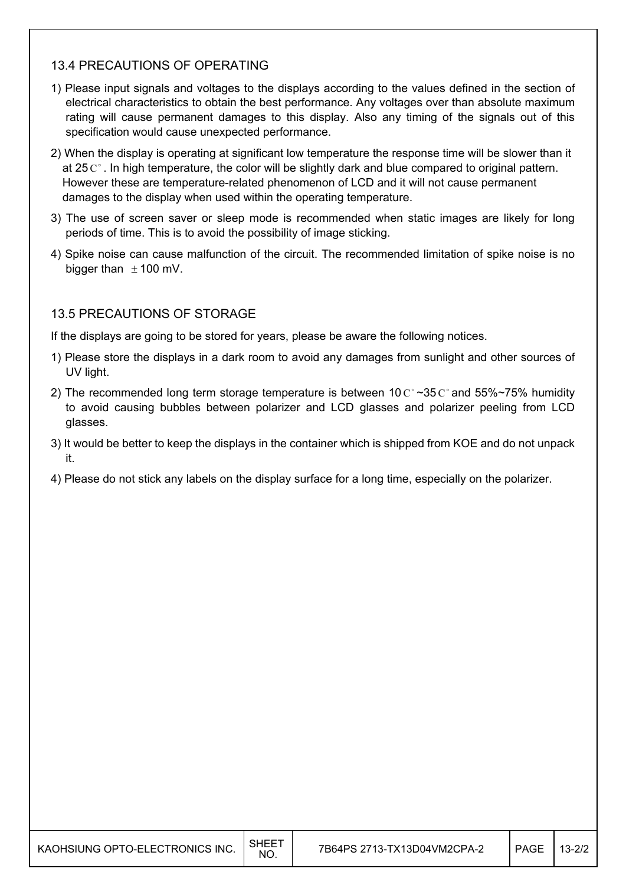### 13.4 PRECAUTIONS OF OPERATING

1) Please input signals and voltages to the displays according to the values defined in the section of electrical characteristics to obtain the best performance. Any voltages over than absolute maximum rating will cause permanent damages to this display. Also any timing of the signals out of this specification would cause unexpected performance.

2) When the display is operating at significant low temperature the response time will be slower than it at 25C°. In high temperature, the color will be slightly dark and blue compared to original pattern. However these are temperature-related phenomenon of LCD and it will not cause permanent damages to the display when used within the operating temperature.

3) The use of screen saver or sleep mode is recommended when static images are likely for long periods of time. This is to avoid the possibility of image sticking.

4) Spike noise can cause malfunction of the circuit. The recommended limitation of spike noise is no bigger than ±100 mV.

### 13.5 PRECAUTIONS OF STORAGE

If the displays are going to be stored for years, please be aware the following notices.

1) Please store the displays in a dark room to avoid any damages from sunlight and other sources of UV light.

2) The recommended long term storage temperature is between 10C°~35C° and 55%~75% humidity to avoid causing bubbles between polarizer and LCD glasses and polarizer peeling from LCD glasses.

3) It would be better to keep the displays in the container which is shipped from KOE and do not unpack it.

4) Please do not stick any labels on the display surface for a long time, especially on the polarizer.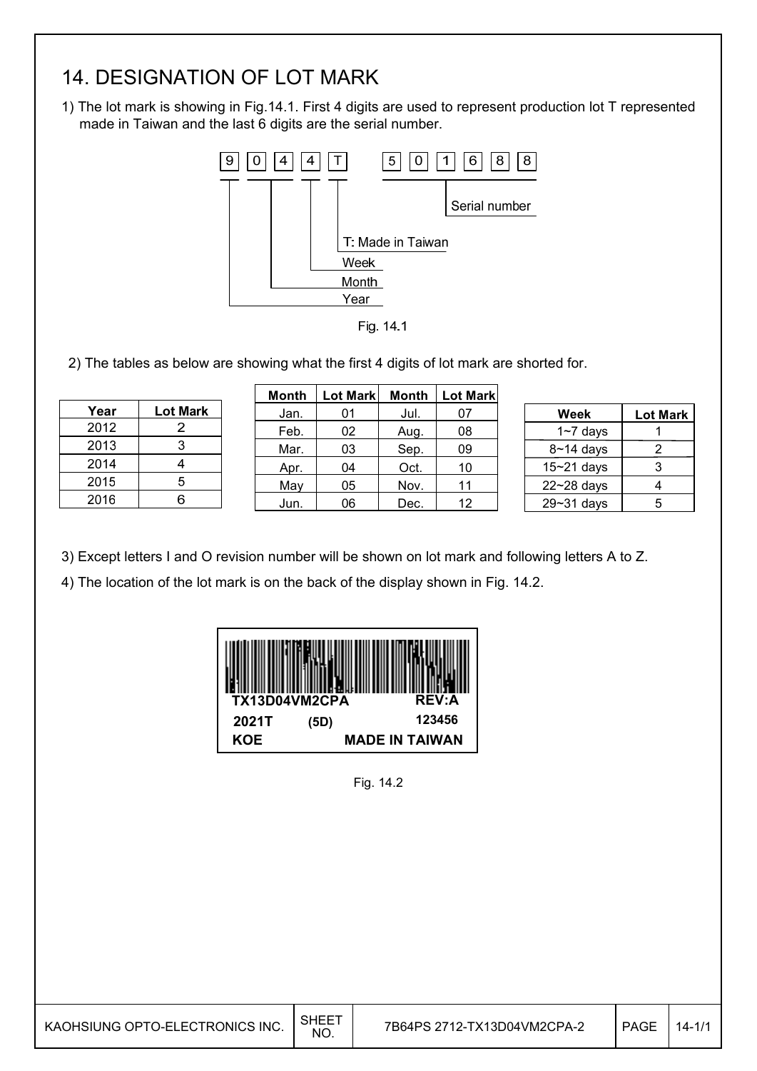# 14. DESIGNATION OF LOT MARK

1) The lot mark is showing in Fig.14.1. First 4 digits are used to represent production lot T represented made in Taiwan and the last 6 digits are the serial number.

9 0 4 4 T 5 0 1 6 8 8

Serial number

T: Made in Taiwan

Week

Month

Year

Fig. 14.1

2) The tables as below are showing what the first 4 digits of lot mark are shorted for.

| Year | Lot Mark |
|---|---|
| 2012 | 2 |
| 2013 | 3 |
| 2014 | 4 |
| 2015 | 5 |
| 2016 | 6 |

| Month | Lot Mark | Month | Lot Mark |
|---|---|---|---|
| Jan. | 01 | Jul. | 07 |
| Feb. | 02 | Aug. | 08 |
| Mar. | 03 | Sep. | 09 |
| Apr. | 04 | Oct. | 10 |
| May | 05 | Nov. | 11 |
| Jun. | 06 | Dec. | 12 |

| Week | Lot Mark |
|---|---|
| 1~7 days | 1 |
| 8~14 days | 2 |
| 15~21 days | 3 |
| 22~28 days | 4 |
| 29~31 days | 5 |

3) Except letters I and O revision number will be shown on lot mark and following letters A to Z.

4) The location of the lot mark is on the back of the display shown in Fig. 14.2.

TX13D04VM2CPA REV:A

2021T (5D) 123456

KOE MADE IN TAIWAN

Fig. 14.2